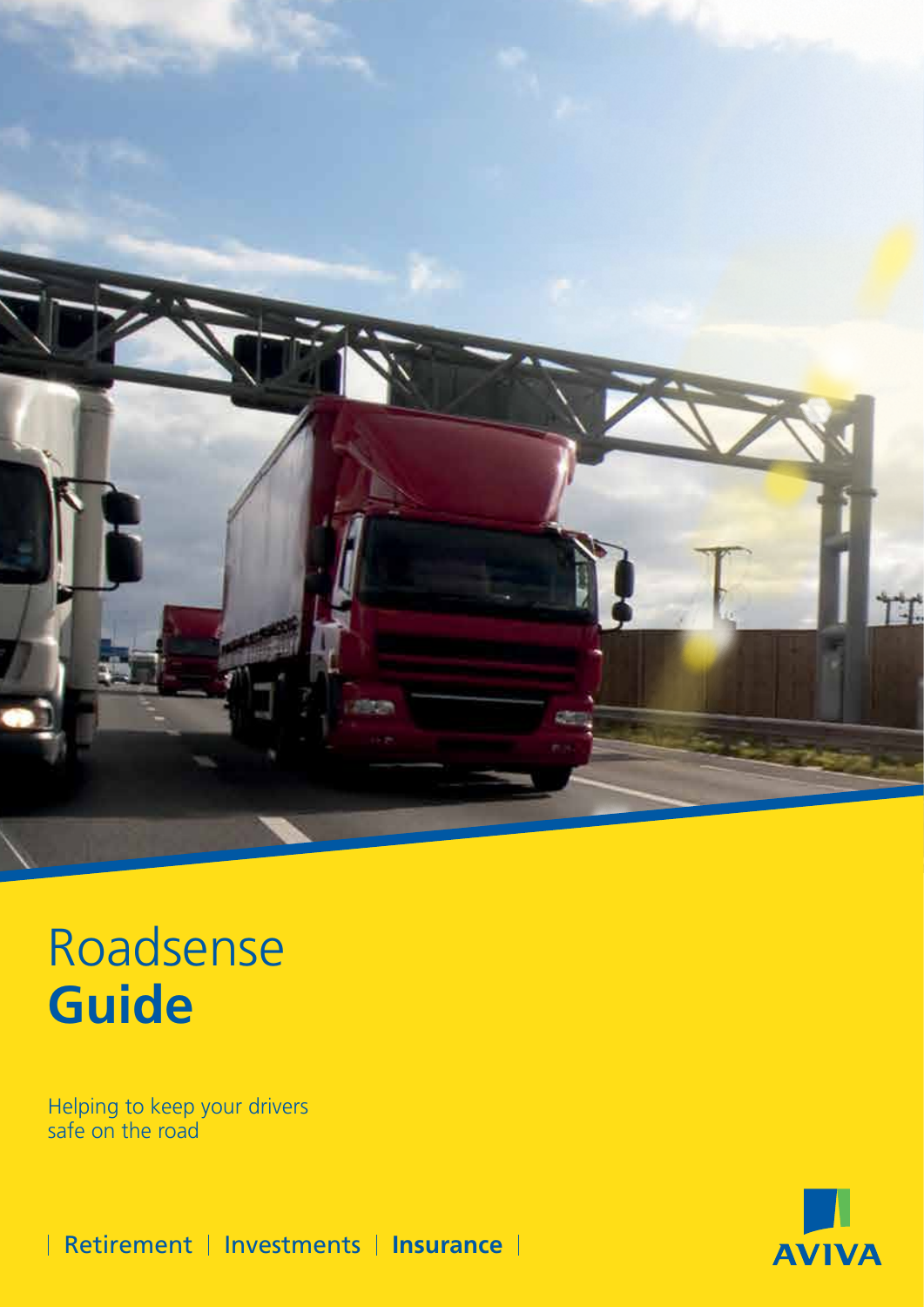# Roadsense **Guide**

Helping to keep your drivers safe on the road

| Retirement | Investments | **Insurance** |

AVIVA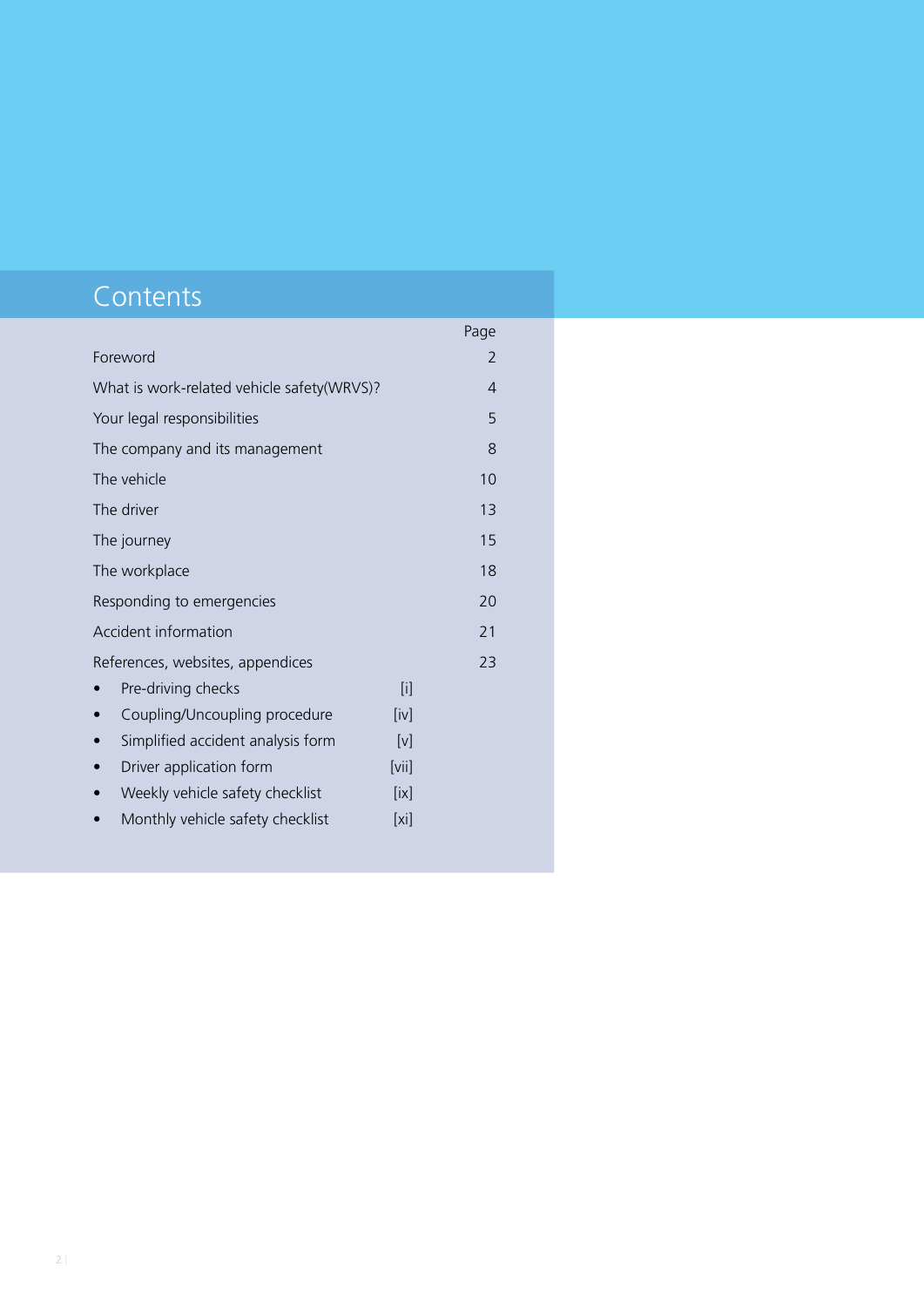# Contents

| | Page |
|---|---|
| Foreword | 2 |
| What is work-related vehicle safety(WRVS)? | 4 |
| Your legal responsibilities | 5 |
| The company and its management | 8 |
| The vehicle | 10 |
| The driver | 13 |
| The journey | 15 |
| The workplace | 18 |
| Responding to emergencies | 20 |
| Accident information | 21 |
| References, websites, appendices | 23 |

- Pre-driving checks [i]
- Coupling/Uncoupling procedure [iv]
- Simplified accident analysis form [v]
- Driver application form [vii]
- Weekly vehicle safety checklist [ix]
- Monthly vehicle safety checklist [xi]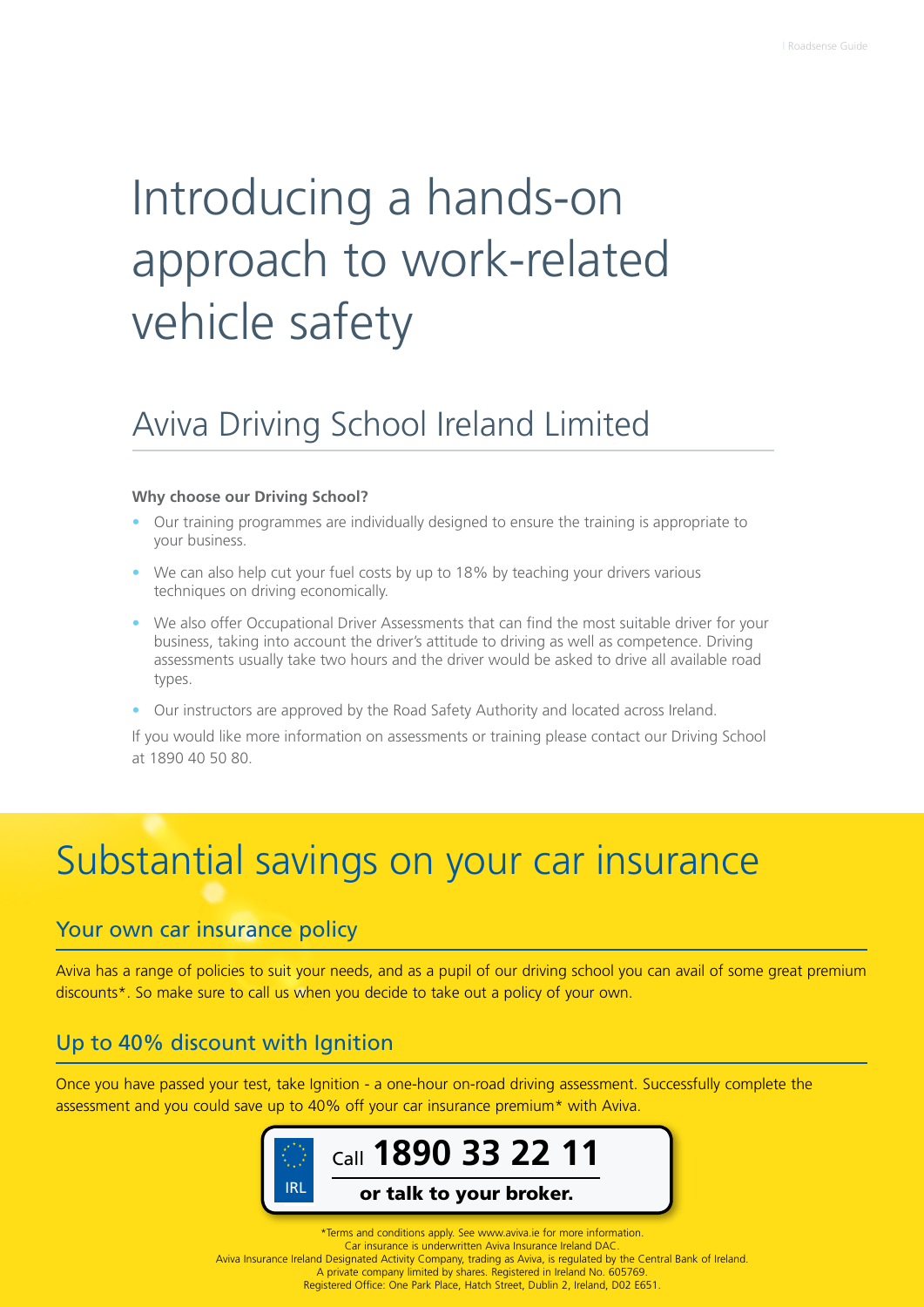# Introducing a hands-on approach to work-related vehicle safety

## Aviva Driving School Ireland Limited

**Why choose our Driving School?**

- Our training programmes are individually designed to ensure the training is appropriate to your business.
- We can also help cut your fuel costs by up to 18% by teaching your drivers various techniques on driving economically.
- We also offer Occupational Driver Assessments that can find the most suitable driver for your business, taking into account the driver's attitude to driving as well as competence. Driving assessments usually take two hours and the driver would be asked to drive all available road types.
- Our instructors are approved by the Road Safety Authority and located across Ireland.

If you would like more information on assessments or training please contact our Driving School at 1890 40 50 80.

# Substantial savings on your car insurance

## Your own car insurance policy

Aviva has a range of policies to suit your needs, and as a pupil of our driving school you can avail of some great premium discounts*. So make sure to call us when you decide to take out a policy of your own.

## Up to 40% discount with Ignition

Once you have passed your test, take Ignition - a one-hour on-road driving assessment. Successfully complete the assessment and you could save up to 40% off your car insurance premium* with Aviva.

IRL

Call **1890 33 22 11**

**or talk to your broker.**

*Terms and conditions apply. See www.aviva.ie for more information.
Car insurance is underwritten Aviva Insurance Ireland DAC.
Aviva Insurance Ireland Designated Activity Company, trading as Aviva, is regulated by the Central Bank of Ireland.
A private company limited by shares. Registered in Ireland No. 605769.
Registered Office: One Park Place, Hatch Street, Dublin 2, Ireland, D02 E651.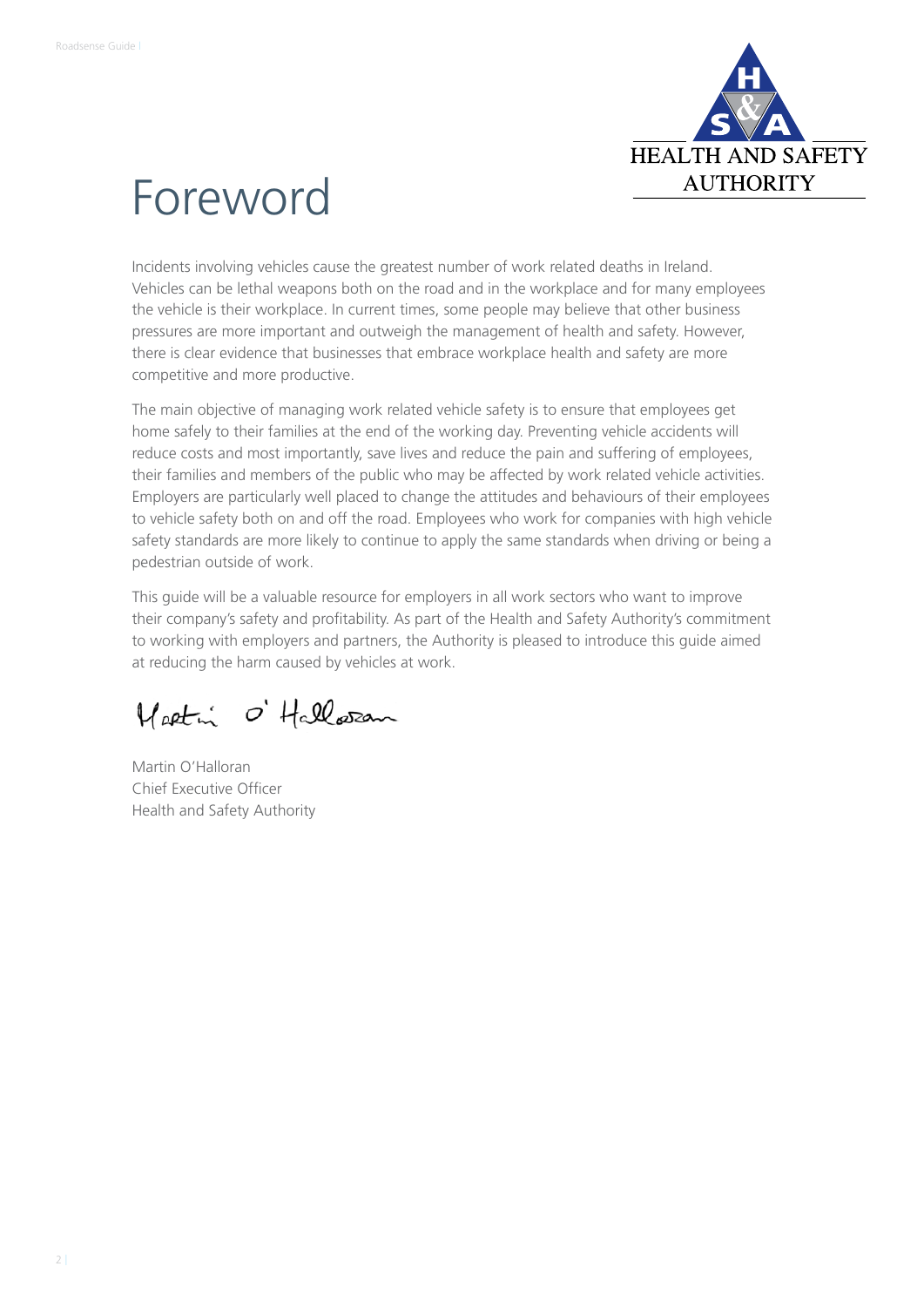# Foreword

Incidents involving vehicles cause the greatest number of work related deaths in Ireland. Vehicles can be lethal weapons both on the road and in the workplace and for many employees the vehicle is their workplace. In current times, some people may believe that other business pressures are more important and outweigh the management of health and safety. However, there is clear evidence that businesses that embrace workplace health and safety are more competitive and more productive.

The main objective of managing work related vehicle safety is to ensure that employees get home safely to their families at the end of the working day. Preventing vehicle accidents will reduce costs and most importantly, save lives and reduce the pain and suffering of employees, their families and members of the public who may be affected by work related vehicle activities. Employers are particularly well placed to change the attitudes and behaviours of their employees to vehicle safety both on and off the road. Employees who work for companies with high vehicle safety standards are more likely to continue to apply the same standards when driving or being a pedestrian outside of work.

This guide will be a valuable resource for employers in all work sectors who want to improve their company's safety and profitability. As part of the Health and Safety Authority's commitment to working with employers and partners, the Authority is pleased to introduce this guide aimed at reducing the harm caused by vehicles at work.

Martin O'Halloran
Chief Executive Officer
Health and Safety Authority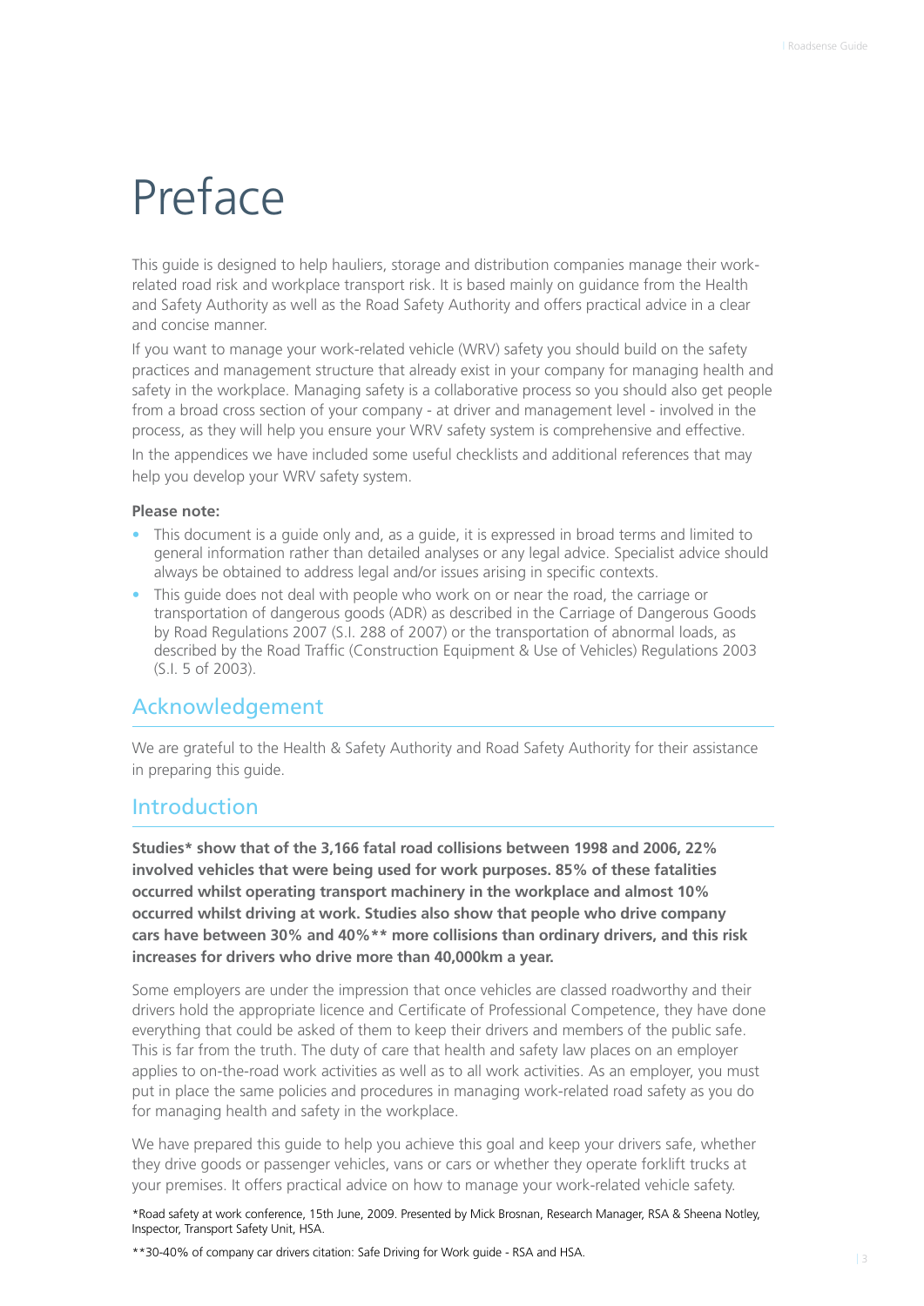# Preface

This guide is designed to help hauliers, storage and distribution companies manage their work-related road risk and workplace transport risk. It is based mainly on guidance from the Health and Safety Authority as well as the Road Safety Authority and offers practical advice in a clear and concise manner.

If you want to manage your work-related vehicle (WRV) safety you should build on the safety practices and management structure that already exist in your company for managing health and safety in the workplace. Managing safety is a collaborative process so you should also get people from a broad cross section of your company - at driver and management level - involved in the process, as they will help you ensure your WRV safety system is comprehensive and effective.

In the appendices we have included some useful checklists and additional references that may help you develop your WRV safety system.

**Please note:**

- This document is a guide only and, as a guide, it is expressed in broad terms and limited to general information rather than detailed analyses or any legal advice. Specialist advice should always be obtained to address legal and/or issues arising in specific contexts.
- This guide does not deal with people who work on or near the road, the carriage or transportation of dangerous goods (ADR) as described in the Carriage of Dangerous Goods by Road Regulations 2007 (S.I. 288 of 2007) or the transportation of abnormal loads, as described by the Road Traffic (Construction Equipment & Use of Vehicles) Regulations 2003 (S.I. 5 of 2003).

## Acknowledgement

We are grateful to the Health & Safety Authority and Road Safety Authority for their assistance in preparing this guide.

## Introduction

**Studies* show that of the 3,166 fatal road collisions between 1998 and 2006, 22% involved vehicles that were being used for work purposes. 85% of these fatalities occurred whilst operating transport machinery in the workplace and almost 10% occurred whilst driving at work. Studies also show that people who drive company cars have between 30% and 40%** more collisions than ordinary drivers, and this risk increases for drivers who drive more than 40,000km a year.**

Some employers are under the impression that once vehicles are classed roadworthy and their drivers hold the appropriate licence and Certificate of Professional Competence, they have done everything that could be asked of them to keep their drivers and members of the public safe. This is far from the truth. The duty of care that health and safety law places on an employer applies to on-the-road work activities as well as to all work activities. As an employer, you must put in place the same policies and procedures in managing work-related road safety as you do for managing health and safety in the workplace.

We have prepared this guide to help you achieve this goal and keep your drivers safe, whether they drive goods or passenger vehicles, vans or cars or whether they operate forklift trucks at your premises. It offers practical advice on how to manage your work-related vehicle safety.

*Road safety at work conference, 15th June, 2009. Presented by Mick Brosnan, Research Manager, RSA & Sheena Notley, Inspector, Transport Safety Unit, HSA.

**30-40% of company car drivers citation: Safe Driving for Work guide - RSA and HSA.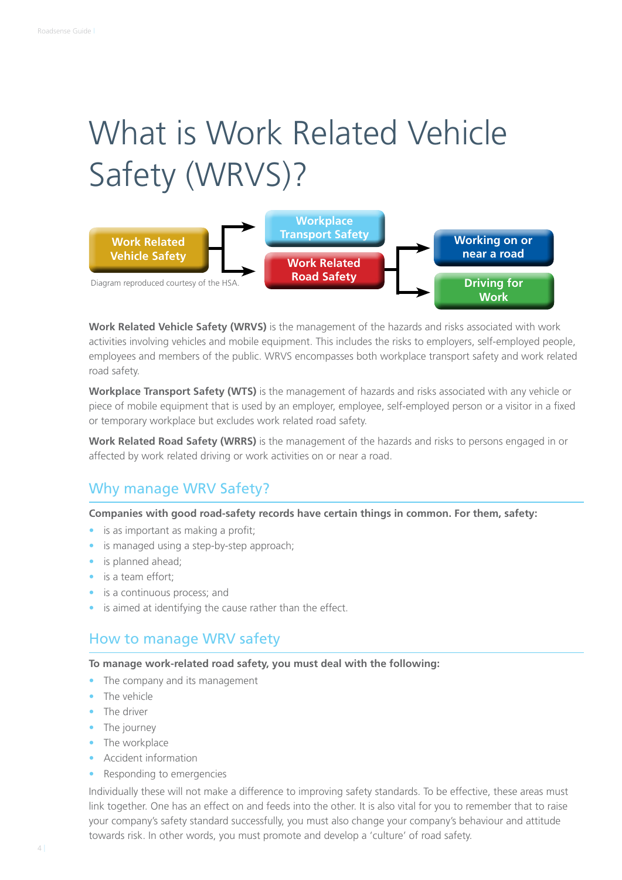# What is Work Related Vehicle Safety (WRVS)?

Work Related Vehicle Safety → Workplace Transport Safety; Work Related Road Safety → Working on or near a road; Driving for Work

Diagram reproduced courtesy of the HSA.

**Work Related Vehicle Safety (WRVS)** is the management of the hazards and risks associated with work activities involving vehicles and mobile equipment. This includes the risks to employers, self-employed people, employees and members of the public. WRVS encompasses both workplace transport safety and work related road safety.

**Workplace Transport Safety (WTS)** is the management of hazards and risks associated with any vehicle or piece of mobile equipment that is used by an employer, employee, self-employed person or a visitor in a fixed or temporary workplace but excludes work related road safety.

**Work Related Road Safety (WRRS)** is the management of the hazards and risks to persons engaged in or affected by work related driving or work activities on or near a road.

## Why manage WRV Safety?

**Companies with good road-safety records have certain things in common. For them, safety:**

- is as important as making a profit;
- is managed using a step-by-step approach;
- is planned ahead;
- is a team effort;
- is a continuous process; and
- is aimed at identifying the cause rather than the effect.

## How to manage WRV safety

**To manage work-related road safety, you must deal with the following:**

- The company and its management
- The vehicle
- The driver
- The journey
- The workplace
- Accident information
- Responding to emergencies

Individually these will not make a difference to improving safety standards. To be effective, these areas must link together. One has an effect on and feeds into the other. It is also vital for you to remember that to raise your company's safety standard successfully, you must also change your company's behaviour and attitude towards risk. In other words, you must promote and develop a 'culture' of road safety.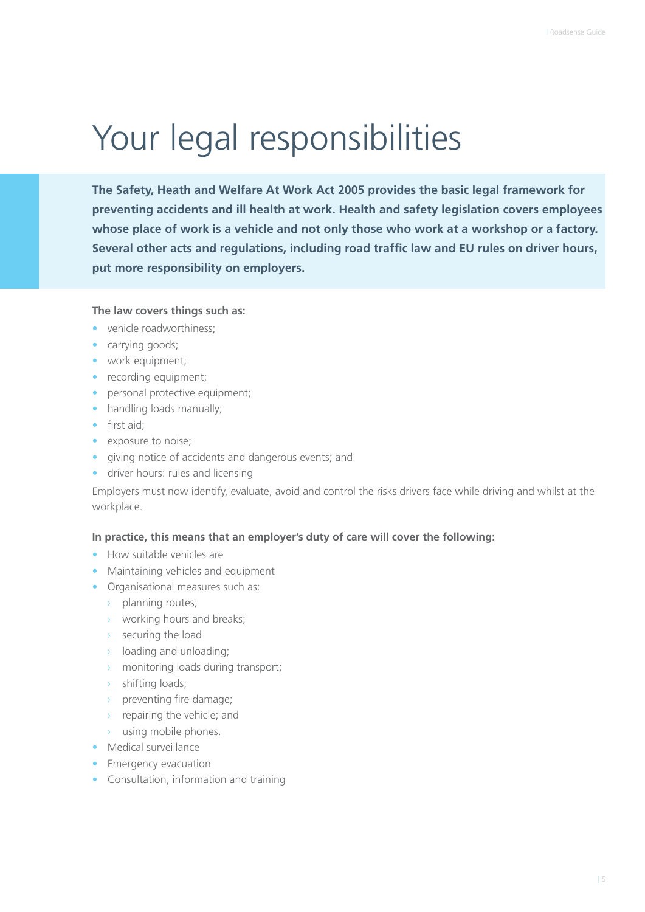# Your legal responsibilities

**The Safety, Heath and Welfare At Work Act 2005 provides the basic legal framework for preventing accidents and ill health at work. Health and safety legislation covers employees whose place of work is a vehicle and not only those who work at a workshop or a factory. Several other acts and regulations, including road traffic law and EU rules on driver hours, put more responsibility on employers.**

**The law covers things such as:**

- vehicle roadworthiness;
- carrying goods;
- work equipment;
- recording equipment;
- personal protective equipment;
- handling loads manually;
- first aid;
- exposure to noise;
- giving notice of accidents and dangerous events; and
- driver hours: rules and licensing

Employers must now identify, evaluate, avoid and control the risks drivers face while driving and whilst at the workplace.

**In practice, this means that an employer's duty of care will cover the following:**

- How suitable vehicles are
- Maintaining vehicles and equipment
- Organisational measures such as:
  - planning routes;
  - working hours and breaks;
  - securing the load
  - loading and unloading;
  - monitoring loads during transport;
  - shifting loads;
  - preventing fire damage;
  - repairing the vehicle; and
  - using mobile phones.
- Medical surveillance
- Emergency evacuation
- Consultation, information and training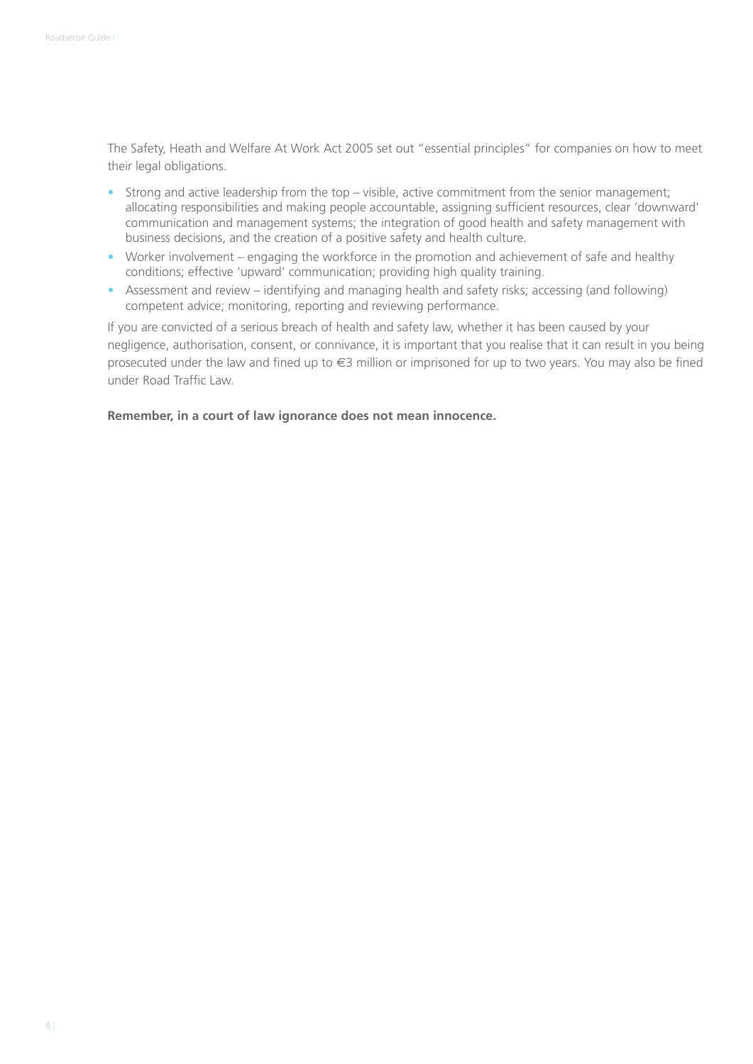The Safety, Heath and Welfare At Work Act 2005 set out "essential principles" for companies on how to meet their legal obligations.

- Strong and active leadership from the top – visible, active commitment from the senior management; allocating responsibilities and making people accountable, assigning sufficient resources, clear 'downward' communication and management systems; the integration of good health and safety management with business decisions, and the creation of a positive safety and health culture.
- Worker involvement – engaging the workforce in the promotion and achievement of safe and healthy conditions; effective 'upward' communication; providing high quality training.
- Assessment and review – identifying and managing health and safety risks; accessing (and following) competent advice; monitoring, reporting and reviewing performance.

If you are convicted of a serious breach of health and safety law, whether it has been caused by your negligence, authorisation, consent, or connivance, it is important that you realise that it can result in you being prosecuted under the law and fined up to €3 million or imprisoned for up to two years. You may also be fined under Road Traffic Law.

**Remember, in a court of law ignorance does not mean innocence.**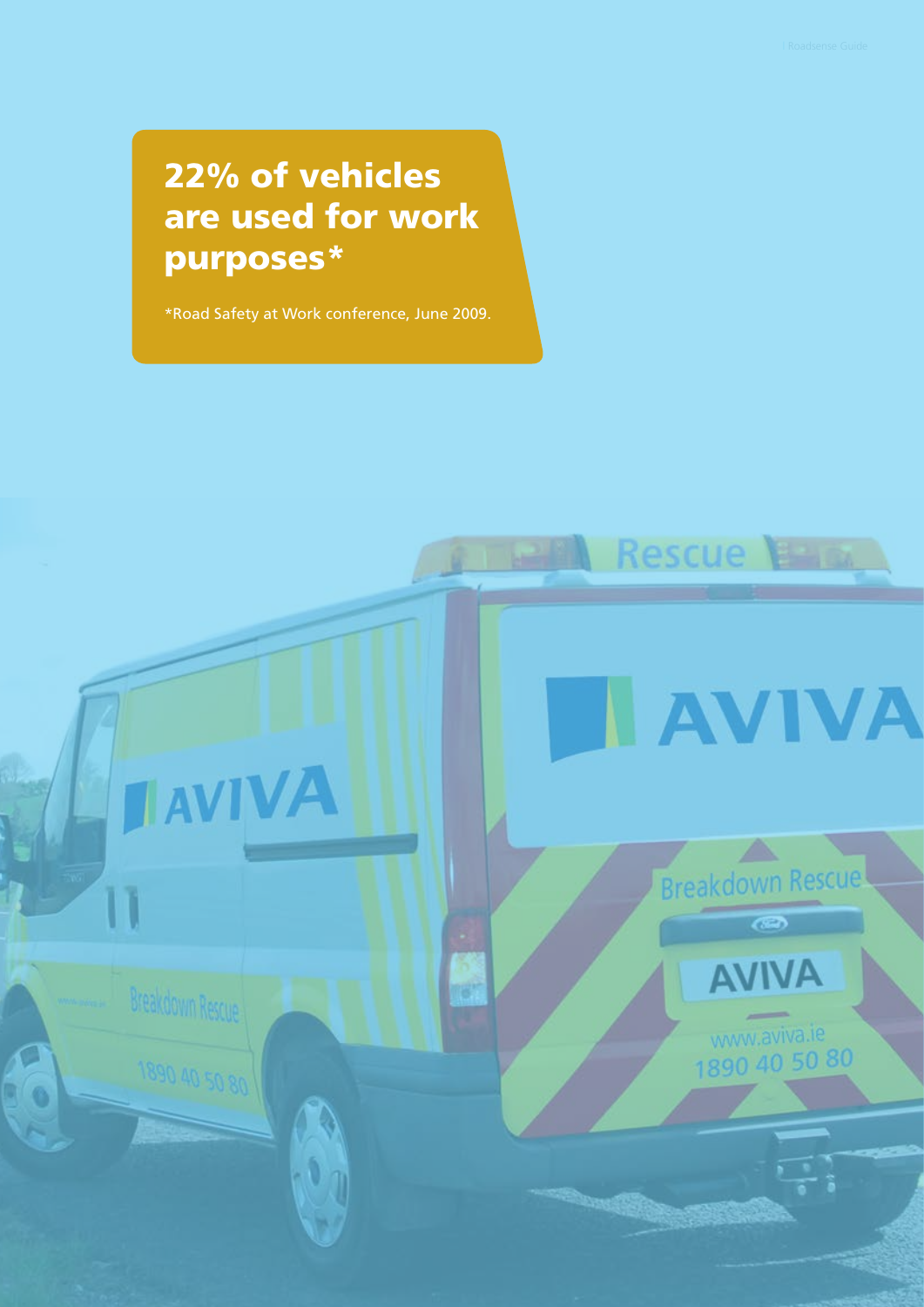**22% of vehicles are used for work purposes***

*Road Safety at Work conference, June 2009.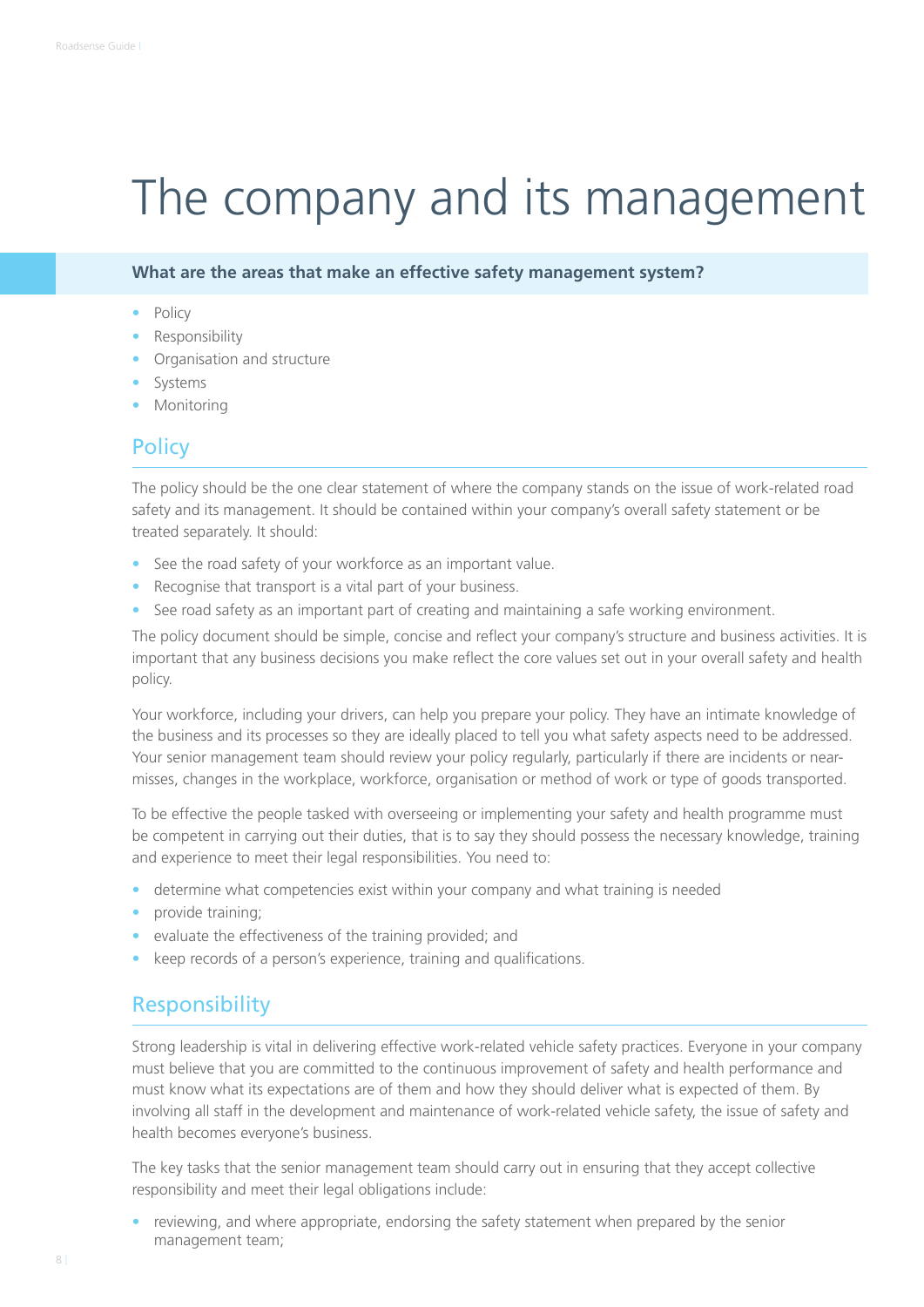# The company and its management

**What are the areas that make an effective safety management system?**

- Policy
- Responsibility
- Organisation and structure
- Systems
- Monitoring

## Policy

The policy should be the one clear statement of where the company stands on the issue of work-related road safety and its management. It should be contained within your company's overall safety statement or be treated separately. It should:

- See the road safety of your workforce as an important value.
- Recognise that transport is a vital part of your business.
- See road safety as an important part of creating and maintaining a safe working environment.

The policy document should be simple, concise and reflect your company's structure and business activities. It is important that any business decisions you make reflect the core values set out in your overall safety and health policy.

Your workforce, including your drivers, can help you prepare your policy. They have an intimate knowledge of the business and its processes so they are ideally placed to tell you what safety aspects need to be addressed. Your senior management team should review your policy regularly, particularly if there are incidents or near-misses, changes in the workplace, workforce, organisation or method of work or type of goods transported.

To be effective the people tasked with overseeing or implementing your safety and health programme must be competent in carrying out their duties, that is to say they should possess the necessary knowledge, training and experience to meet their legal responsibilities. You need to:

- determine what competencies exist within your company and what training is needed
- provide training;
- evaluate the effectiveness of the training provided; and
- keep records of a person's experience, training and qualifications.

## Responsibility

Strong leadership is vital in delivering effective work-related vehicle safety practices. Everyone in your company must believe that you are committed to the continuous improvement of safety and health performance and must know what its expectations are of them and how they should deliver what is expected of them. By involving all staff in the development and maintenance of work-related vehicle safety, the issue of safety and health becomes everyone's business.

The key tasks that the senior management team should carry out in ensuring that they accept collective responsibility and meet their legal obligations include:

- reviewing, and where appropriate, endorsing the safety statement when prepared by the senior management team;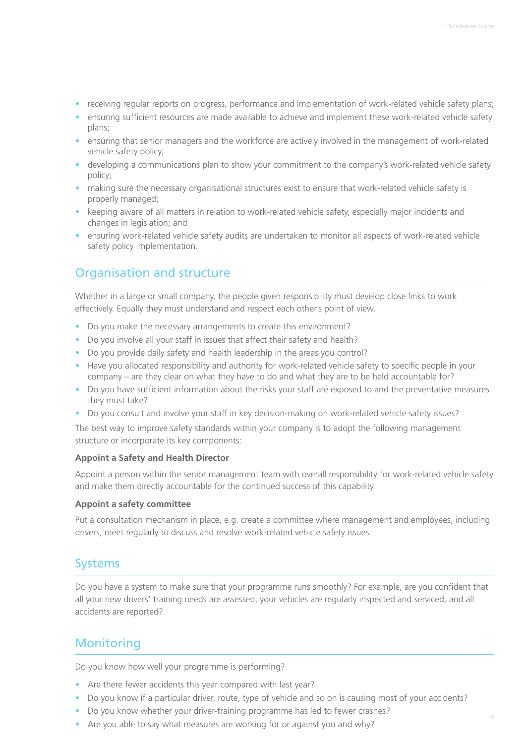- receiving regular reports on progress, performance and implementation of work-related vehicle safety plans;
- ensuring sufficient resources are made available to achieve and implement these work-related vehicle safety plans;
- ensuring that senior managers and the workforce are actively involved in the management of work-related vehicle safety policy;
- developing a communications plan to show your commitment to the company's work-related vehicle safety policy;
- making sure the necessary organisational structures exist to ensure that work-related vehicle safety is properly managed;
- keeping aware of all matters in relation to work-related vehicle safety, especially major incidents and changes in legislation; and
- ensuring work-related vehicle safety audits are undertaken to monitor all aspects of work-related vehicle safety policy implementation.

## Organisation and structure

Whether in a large or small company, the people given responsibility must develop close links to work effectively. Equally they must understand and respect each other's point of view.

- Do you make the necessary arrangements to create this environment?
- Do you involve all your staff in issues that affect their safety and health?
- Do you provide daily safety and health leadership in the areas you control?
- Have you allocated responsibility and authority for work-related vehicle safety to specific people in your company – are they clear on what they have to do and what they are to be held accountable for?
- Do you have sufficient information about the risks your staff are exposed to and the preventative measures they must take?
- Do you consult and involve your staff in key decision-making on work-related vehicle safety issues?

The best way to improve safety standards within your company is to adopt the following management structure or incorporate its key components:

**Appoint a Safety and Health Director**

Appoint a person within the senior management team with overall responsibility for work-related vehicle safety and make them directly accountable for the continued success of this capability.

**Appoint a safety committee**

Put a consultation mechanism in place, e.g. create a committee where management and employees, including drivers, meet regularly to discuss and resolve work-related vehicle safety issues.

## Systems

Do you have a system to make sure that your programme runs smoothly? For example, are you confident that all your new drivers' training needs are assessed, your vehicles are regularly inspected and serviced, and all accidents are reported?

## Monitoring

Do you know how well your programme is performing?

- Are there fewer accidents this year compared with last year?
- Do you know if a particular driver, route, type of vehicle and so on is causing most of your accidents?
- Do you know whether your driver-training programme has led to fewer crashes?
- Are you able to say what measures are working for or against you and why?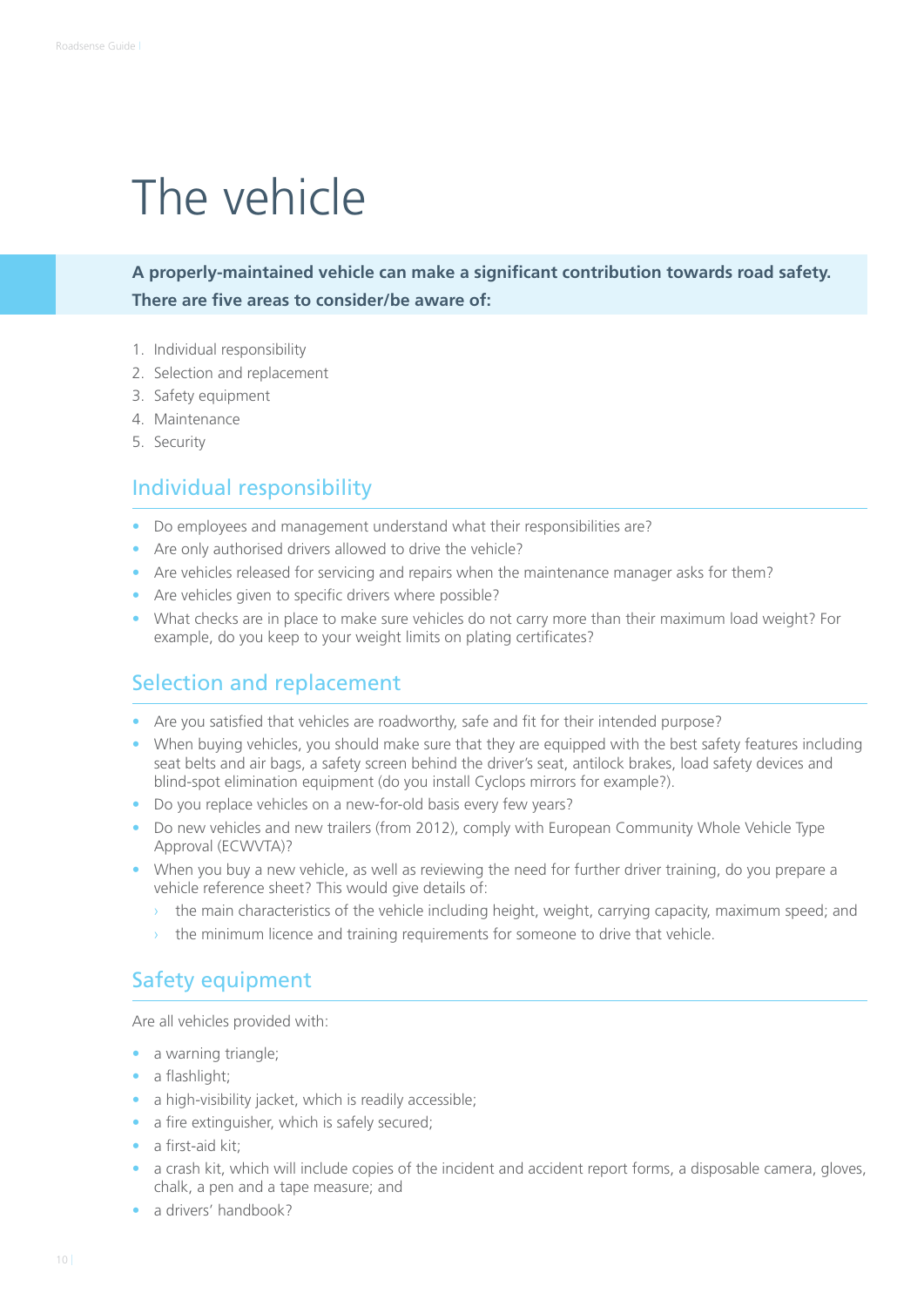# The vehicle

**A properly-maintained vehicle can make a significant contribution towards road safety. There are five areas to consider/be aware of:**

1. Individual responsibility
2. Selection and replacement
3. Safety equipment
4. Maintenance
5. Security

## Individual responsibility

- Do employees and management understand what their responsibilities are?
- Are only authorised drivers allowed to drive the vehicle?
- Are vehicles released for servicing and repairs when the maintenance manager asks for them?
- Are vehicles given to specific drivers where possible?
- What checks are in place to make sure vehicles do not carry more than their maximum load weight? For example, do you keep to your weight limits on plating certificates?

## Selection and replacement

- Are you satisfied that vehicles are roadworthy, safe and fit for their intended purpose?
- When buying vehicles, you should make sure that they are equipped with the best safety features including seat belts and air bags, a safety screen behind the driver's seat, antilock brakes, load safety devices and blind-spot elimination equipment (do you install Cyclops mirrors for example?).
- Do you replace vehicles on a new-for-old basis every few years?
- Do new vehicles and new trailers (from 2012), comply with European Community Whole Vehicle Type Approval (ECWVTA)?
- When you buy a new vehicle, as well as reviewing the need for further driver training, do you prepare a vehicle reference sheet? This would give details of:
  - the main characteristics of the vehicle including height, weight, carrying capacity, maximum speed; and
  - the minimum licence and training requirements for someone to drive that vehicle.

## Safety equipment

Are all vehicles provided with:

- a warning triangle;
- a flashlight;
- a high-visibility jacket, which is readily accessible;
- a fire extinguisher, which is safely secured;
- a first-aid kit;
- a crash kit, which will include copies of the incident and accident report forms, a disposable camera, gloves, chalk, a pen and a tape measure; and
- a drivers' handbook?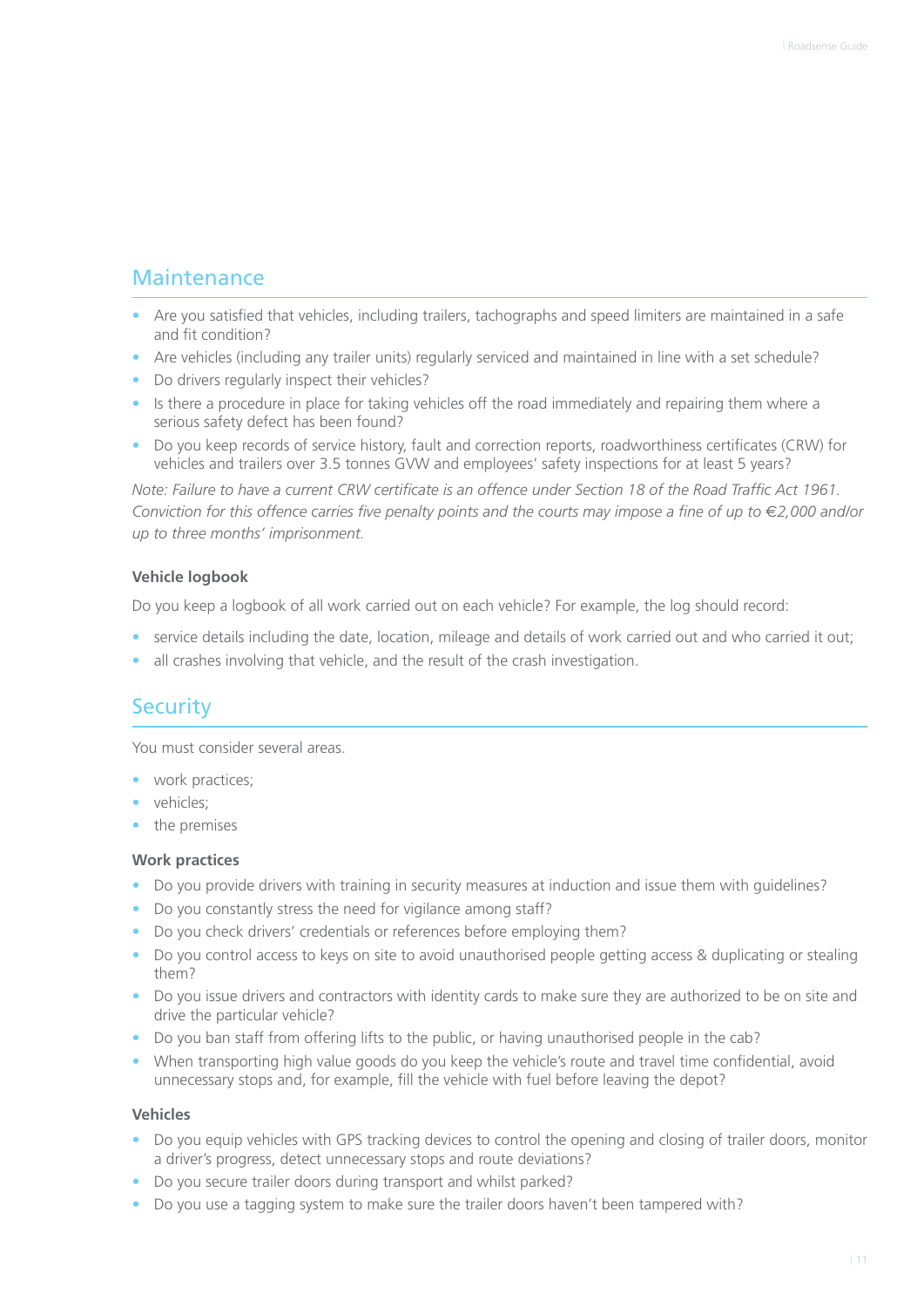## Maintenance

- Are you satisfied that vehicles, including trailers, tachographs and speed limiters are maintained in a safe and fit condition?
- Are vehicles (including any trailer units) regularly serviced and maintained in line with a set schedule?
- Do drivers regularly inspect their vehicles?
- Is there a procedure in place for taking vehicles off the road immediately and repairing them where a serious safety defect has been found?
- Do you keep records of service history, fault and correction reports, roadworthiness certificates (CRW) for vehicles and trailers over 3.5 tonnes GVW and employees' safety inspections for at least 5 years?

*Note: Failure to have a current CRW certificate is an offence under Section 18 of the Road Traffic Act 1961. Conviction for this offence carries five penalty points and the courts may impose a fine of up to €2,000 and/or up to three months' imprisonment.*

### Vehicle logbook

Do you keep a logbook of all work carried out on each vehicle? For example, the log should record:

- service details including the date, location, mileage and details of work carried out and who carried it out;
- all crashes involving that vehicle, and the result of the crash investigation.

## Security

You must consider several areas.

- work practices;
- vehicles;
- the premises

### Work practices

- Do you provide drivers with training in security measures at induction and issue them with guidelines?
- Do you constantly stress the need for vigilance among staff?
- Do you check drivers' credentials or references before employing them?
- Do you control access to keys on site to avoid unauthorised people getting access & duplicating or stealing them?
- Do you issue drivers and contractors with identity cards to make sure they are authorized to be on site and drive the particular vehicle?
- Do you ban staff from offering lifts to the public, or having unauthorised people in the cab?
- When transporting high value goods do you keep the vehicle's route and travel time confidential, avoid unnecessary stops and, for example, fill the vehicle with fuel before leaving the depot?

### Vehicles

- Do you equip vehicles with GPS tracking devices to control the opening and closing of trailer doors, monitor a driver's progress, detect unnecessary stops and route deviations?
- Do you secure trailer doors during transport and whilst parked?
- Do you use a tagging system to make sure the trailer doors haven't been tampered with?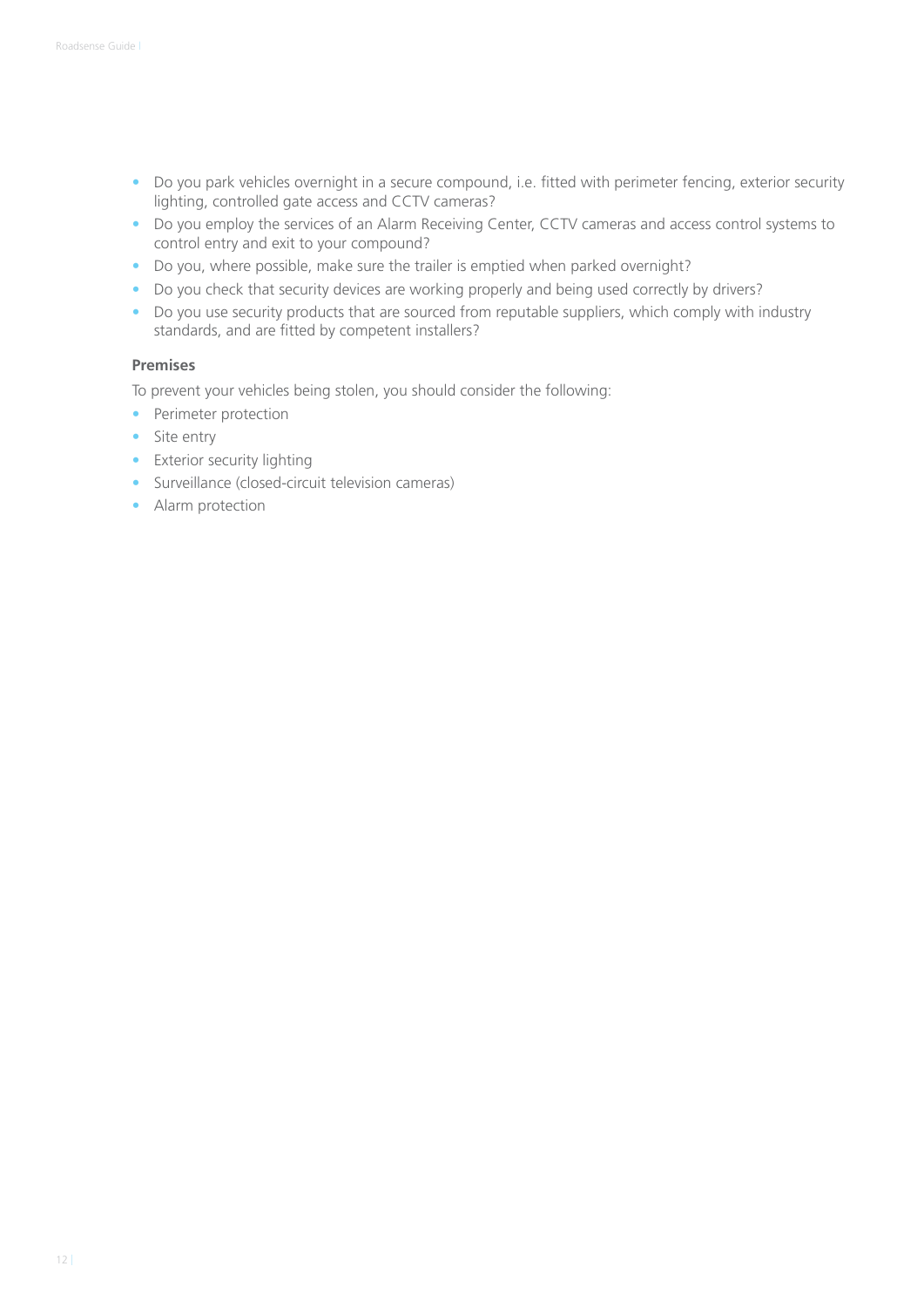- Do you park vehicles overnight in a secure compound, i.e. fitted with perimeter fencing, exterior security lighting, controlled gate access and CCTV cameras?
- Do you employ the services of an Alarm Receiving Center, CCTV cameras and access control systems to control entry and exit to your compound?
- Do you, where possible, make sure the trailer is emptied when parked overnight?
- Do you check that security devices are working properly and being used correctly by drivers?
- Do you use security products that are sourced from reputable suppliers, which comply with industry standards, and are fitted by competent installers?

**Premises**

To prevent your vehicles being stolen, you should consider the following:

- Perimeter protection
- Site entry
- Exterior security lighting
- Surveillance (closed-circuit television cameras)
- Alarm protection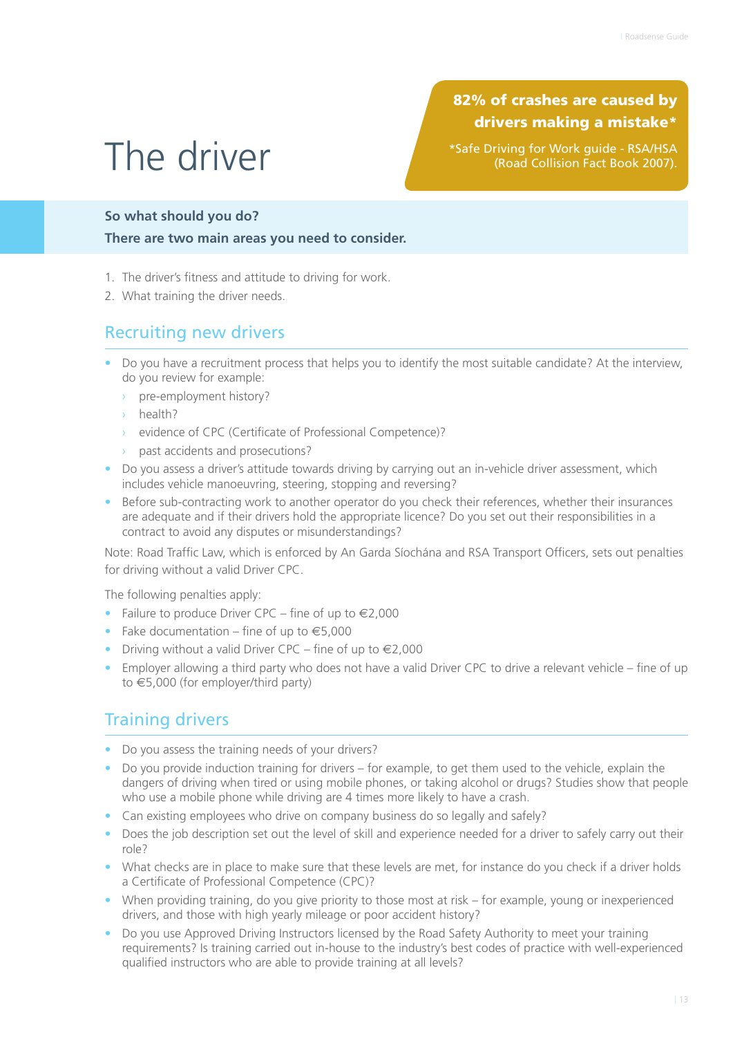# The driver

**82% of crashes are caused by drivers making a mistake***

*Safe Driving for Work guide - RSA/HSA (Road Collision Fact Book 2007).

**So what should you do?**

**There are two main areas you need to consider.**

1. The driver's fitness and attitude to driving for work.
2. What training the driver needs.

## Recruiting new drivers

- Do you have a recruitment process that helps you to identify the most suitable candidate? At the interview, do you review for example:
  - pre-employment history?
  - health?
  - evidence of CPC (Certificate of Professional Competence)?
  - past accidents and prosecutions?
- Do you assess a driver's attitude towards driving by carrying out an in-vehicle driver assessment, which includes vehicle manoeuvring, steering, stopping and reversing?
- Before sub-contracting work to another operator do you check their references, whether their insurances are adequate and if their drivers hold the appropriate licence? Do you set out their responsibilities in a contract to avoid any disputes or misunderstandings?

Note: Road Traffic Law, which is enforced by An Garda Síochána and RSA Transport Officers, sets out penalties for driving without a valid Driver CPC.

The following penalties apply:

- Failure to produce Driver CPC – fine of up to €2,000
- Fake documentation – fine of up to €5,000
- Driving without a valid Driver CPC – fine of up to €2,000
- Employer allowing a third party who does not have a valid Driver CPC to drive a relevant vehicle – fine of up to €5,000 (for employer/third party)

## Training drivers

- Do you assess the training needs of your drivers?
- Do you provide induction training for drivers – for example, to get them used to the vehicle, explain the dangers of driving when tired or using mobile phones, or taking alcohol or drugs? Studies show that people who use a mobile phone while driving are 4 times more likely to have a crash.
- Can existing employees who drive on company business do so legally and safely?
- Does the job description set out the level of skill and experience needed for a driver to safely carry out their role?
- What checks are in place to make sure that these levels are met, for instance do you check if a driver holds a Certificate of Professional Competence (CPC)?
- When providing training, do you give priority to those most at risk – for example, young or inexperienced drivers, and those with high yearly mileage or poor accident history?
- Do you use Approved Driving Instructors licensed by the Road Safety Authority to meet your training requirements? Is training carried out in-house to the industry's best codes of practice with well-experienced qualified instructors who are able to provide training at all levels?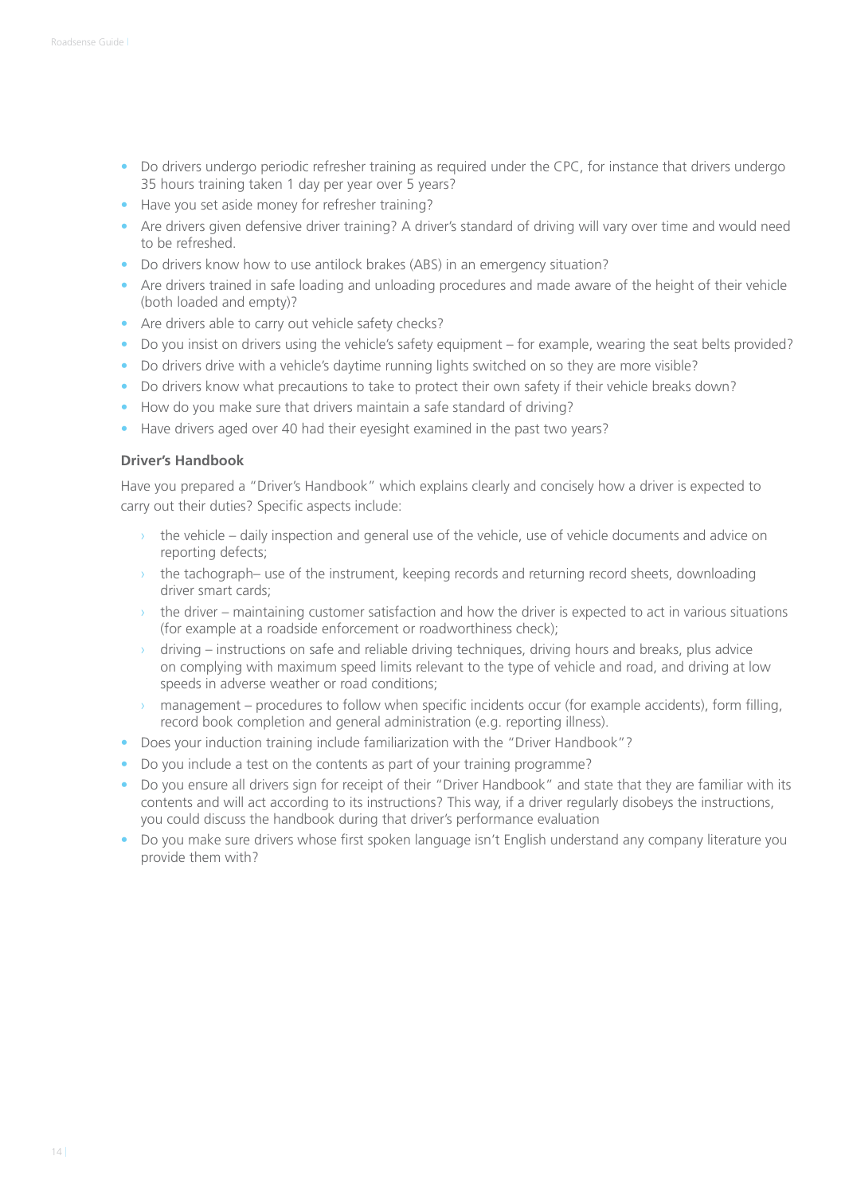- Do drivers undergo periodic refresher training as required under the CPC, for instance that drivers undergo 35 hours training taken 1 day per year over 5 years?
- Have you set aside money for refresher training?
- Are drivers given defensive driver training? A driver's standard of driving will vary over time and would need to be refreshed.
- Do drivers know how to use antilock brakes (ABS) in an emergency situation?
- Are drivers trained in safe loading and unloading procedures and made aware of the height of their vehicle (both loaded and empty)?
- Are drivers able to carry out vehicle safety checks?
- Do you insist on drivers using the vehicle's safety equipment – for example, wearing the seat belts provided?
- Do drivers drive with a vehicle's daytime running lights switched on so they are more visible?
- Do drivers know what precautions to take to protect their own safety if their vehicle breaks down?
- How do you make sure that drivers maintain a safe standard of driving?
- Have drivers aged over 40 had their eyesight examined in the past two years?

**Driver's Handbook**

Have you prepared a "Driver's Handbook" which explains clearly and concisely how a driver is expected to carry out their duties? Specific aspects include:

- the vehicle – daily inspection and general use of the vehicle, use of vehicle documents and advice on reporting defects;
- the tachograph– use of the instrument, keeping records and returning record sheets, downloading driver smart cards;
- the driver – maintaining customer satisfaction and how the driver is expected to act in various situations (for example at a roadside enforcement or roadworthiness check);
- driving – instructions on safe and reliable driving techniques, driving hours and breaks, plus advice on complying with maximum speed limits relevant to the type of vehicle and road, and driving at low speeds in adverse weather or road conditions;
- management – procedures to follow when specific incidents occur (for example accidents), form filling, record book completion and general administration (e.g. reporting illness).

- Does your induction training include familiarization with the "Driver Handbook"?
- Do you include a test on the contents as part of your training programme?
- Do you ensure all drivers sign for receipt of their "Driver Handbook" and state that they are familiar with its contents and will act according to its instructions? This way, if a driver regularly disobeys the instructions, you could discuss the handbook during that driver's performance evaluation
- Do you make sure drivers whose first spoken language isn't English understand any company literature you provide them with?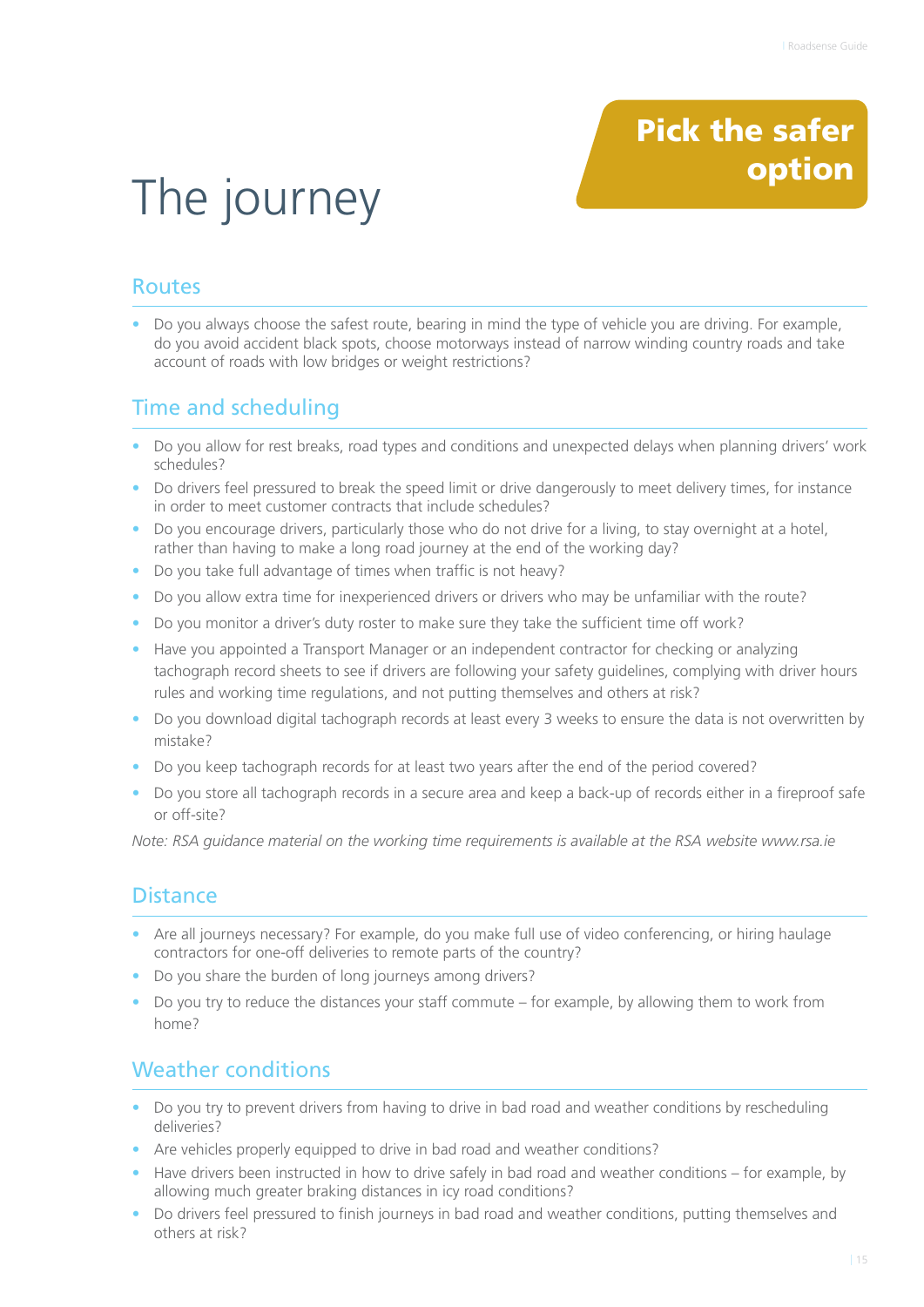# The journey

**Pick the safer option**

## Routes

- Do you always choose the safest route, bearing in mind the type of vehicle you are driving. For example, do you avoid accident black spots, choose motorways instead of narrow winding country roads and take account of roads with low bridges or weight restrictions?

## Time and scheduling

- Do you allow for rest breaks, road types and conditions and unexpected delays when planning drivers' work schedules?
- Do drivers feel pressured to break the speed limit or drive dangerously to meet delivery times, for instance in order to meet customer contracts that include schedules?
- Do you encourage drivers, particularly those who do not drive for a living, to stay overnight at a hotel, rather than having to make a long road journey at the end of the working day?
- Do you take full advantage of times when traffic is not heavy?
- Do you allow extra time for inexperienced drivers or drivers who may be unfamiliar with the route?
- Do you monitor a driver's duty roster to make sure they take the sufficient time off work?
- Have you appointed a Transport Manager or an independent contractor for checking or analyzing tachograph record sheets to see if drivers are following your safety guidelines, complying with driver hours rules and working time regulations, and not putting themselves and others at risk?
- Do you download digital tachograph records at least every 3 weeks to ensure the data is not overwritten by mistake?
- Do you keep tachograph records for at least two years after the end of the period covered?
- Do you store all tachograph records in a secure area and keep a back-up of records either in a fireproof safe or off-site?

*Note: RSA guidance material on the working time requirements is available at the RSA website www.rsa.ie*

## Distance

- Are all journeys necessary? For example, do you make full use of video conferencing, or hiring haulage contractors for one-off deliveries to remote parts of the country?
- Do you share the burden of long journeys among drivers?
- Do you try to reduce the distances your staff commute – for example, by allowing them to work from home?

## Weather conditions

- Do you try to prevent drivers from having to drive in bad road and weather conditions by rescheduling deliveries?
- Are vehicles properly equipped to drive in bad road and weather conditions?
- Have drivers been instructed in how to drive safely in bad road and weather conditions – for example, by allowing much greater braking distances in icy road conditions?
- Do drivers feel pressured to finish journeys in bad road and weather conditions, putting themselves and others at risk?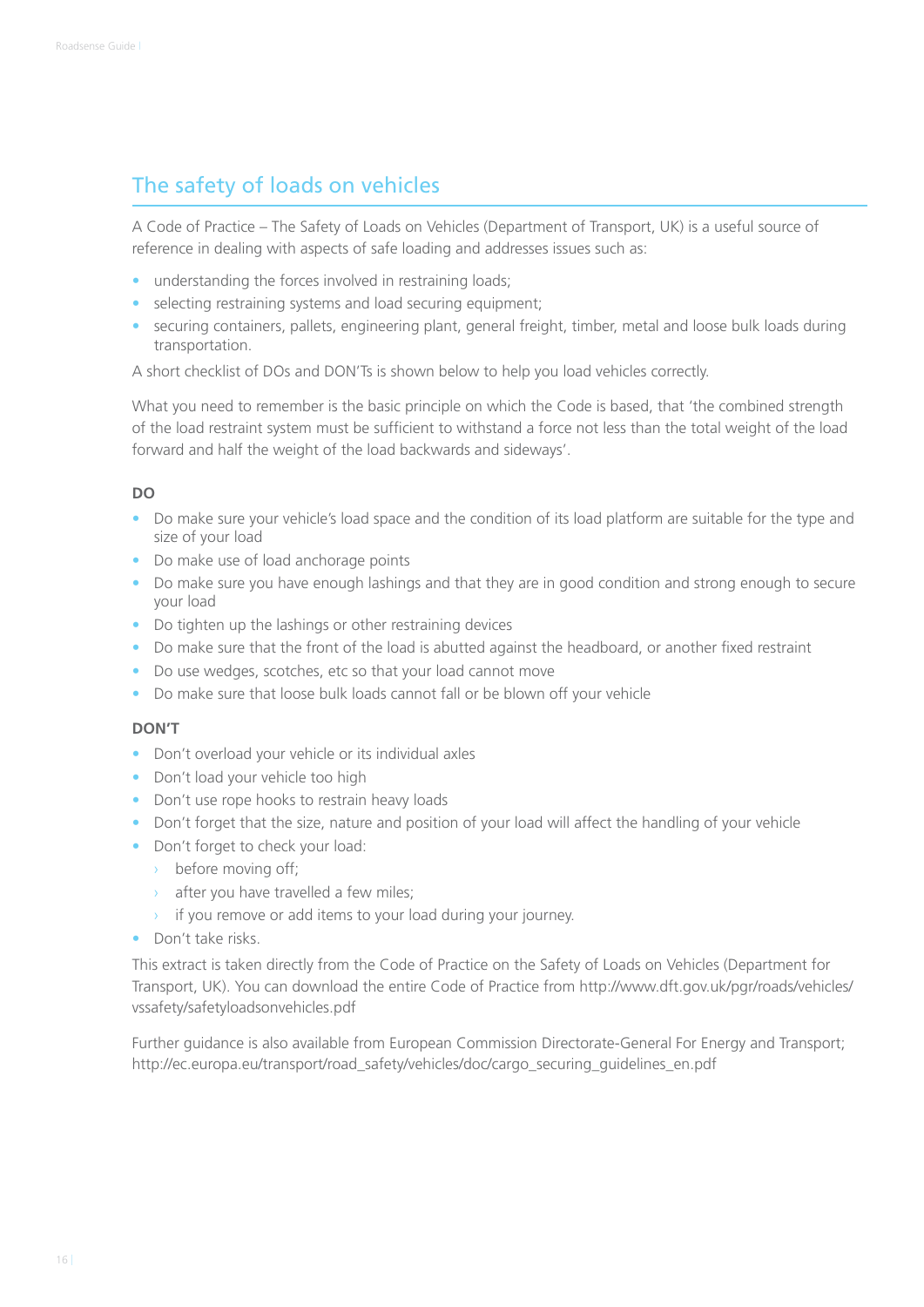## The safety of loads on vehicles

A Code of Practice – The Safety of Loads on Vehicles (Department of Transport, UK) is a useful source of reference in dealing with aspects of safe loading and addresses issues such as:

- understanding the forces involved in restraining loads;
- selecting restraining systems and load securing equipment;
- securing containers, pallets, engineering plant, general freight, timber, metal and loose bulk loads during transportation.

A short checklist of DOs and DON'Ts is shown below to help you load vehicles correctly.

What you need to remember is the basic principle on which the Code is based, that 'the combined strength of the load restraint system must be sufficient to withstand a force not less than the total weight of the load forward and half the weight of the load backwards and sideways'.

**DO**

- Do make sure your vehicle's load space and the condition of its load platform are suitable for the type and size of your load
- Do make use of load anchorage points
- Do make sure you have enough lashings and that they are in good condition and strong enough to secure your load
- Do tighten up the lashings or other restraining devices
- Do make sure that the front of the load is abutted against the headboard, or another fixed restraint
- Do use wedges, scotches, etc so that your load cannot move
- Do make sure that loose bulk loads cannot fall or be blown off your vehicle

**DON'T**

- Don't overload your vehicle or its individual axles
- Don't load your vehicle too high
- Don't use rope hooks to restrain heavy loads
- Don't forget that the size, nature and position of your load will affect the handling of your vehicle
- Don't forget to check your load:
  - before moving off;
  - after you have travelled a few miles;
  - if you remove or add items to your load during your journey.
- Don't take risks.

This extract is taken directly from the Code of Practice on the Safety of Loads on Vehicles (Department for Transport, UK). You can download the entire Code of Practice from http://www.dft.gov.uk/pgr/roads/vehicles/vssafety/safetyloadsonvehicles.pdf

Further guidance is also available from European Commission Directorate-General For Energy and Transport; http://ec.europa.eu/transport/road_safety/vehicles/doc/cargo_securing_guidelines_en.pdf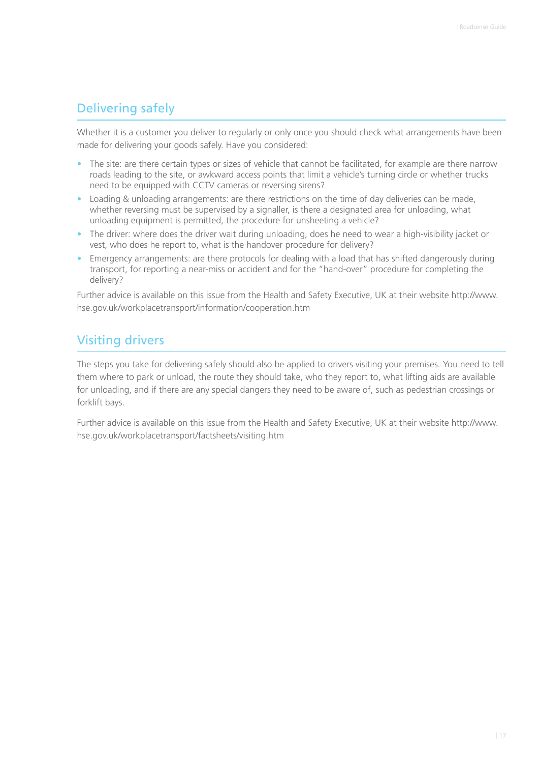## Delivering safely

Whether it is a customer you deliver to regularly or only once you should check what arrangements have been made for delivering your goods safely. Have you considered:

- The site: are there certain types or sizes of vehicle that cannot be facilitated, for example are there narrow roads leading to the site, or awkward access points that limit a vehicle's turning circle or whether trucks need to be equipped with CCTV cameras or reversing sirens?
- Loading & unloading arrangements: are there restrictions on the time of day deliveries can be made, whether reversing must be supervised by a signaller, is there a designated area for unloading, what unloading equipment is permitted, the procedure for unsheeting a vehicle?
- The driver: where does the driver wait during unloading, does he need to wear a high-visibility jacket or vest, who does he report to, what is the handover procedure for delivery?
- Emergency arrangements: are there protocols for dealing with a load that has shifted dangerously during transport, for reporting a near-miss or accident and for the "hand-over" procedure for completing the delivery?

Further advice is available on this issue from the Health and Safety Executive, UK at their website http://www.hse.gov.uk/workplacetransport/information/cooperation.htm

## Visiting drivers

The steps you take for delivering safely should also be applied to drivers visiting your premises. You need to tell them where to park or unload, the route they should take, who they report to, what lifting aids are available for unloading, and if there are any special dangers they need to be aware of, such as pedestrian crossings or forklift bays.

Further advice is available on this issue from the Health and Safety Executive, UK at their website http://www.hse.gov.uk/workplacetransport/factsheets/visiting.htm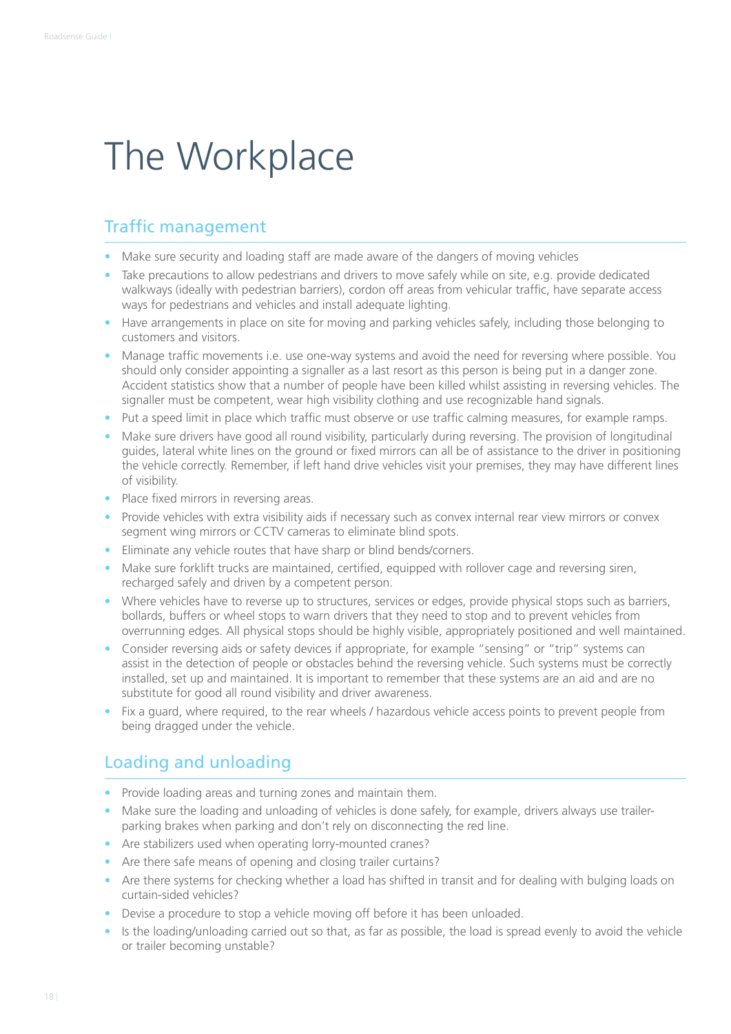# The Workplace

## Traffic management

- Make sure security and loading staff are made aware of the dangers of moving vehicles
- Take precautions to allow pedestrians and drivers to move safely while on site, e.g. provide dedicated walkways (ideally with pedestrian barriers), cordon off areas from vehicular traffic, have separate access ways for pedestrians and vehicles and install adequate lighting.
- Have arrangements in place on site for moving and parking vehicles safely, including those belonging to customers and visitors.
- Manage traffic movements i.e. use one-way systems and avoid the need for reversing where possible. You should only consider appointing a signaller as a last resort as this person is being put in a danger zone. Accident statistics show that a number of people have been killed whilst assisting in reversing vehicles. The signaller must be competent, wear high visibility clothing and use recognizable hand signals.
- Put a speed limit in place which traffic must observe or use traffic calming measures, for example ramps.
- Make sure drivers have good all round visibility, particularly during reversing. The provision of longitudinal guides, lateral white lines on the ground or fixed mirrors can all be of assistance to the driver in positioning the vehicle correctly. Remember, if left hand drive vehicles visit your premises, they may have different lines of visibility.
- Place fixed mirrors in reversing areas.
- Provide vehicles with extra visibility aids if necessary such as convex internal rear view mirrors or convex segment wing mirrors or CCTV cameras to eliminate blind spots.
- Eliminate any vehicle routes that have sharp or blind bends/corners.
- Make sure forklift trucks are maintained, certified, equipped with rollover cage and reversing siren, recharged safely and driven by a competent person.
- Where vehicles have to reverse up to structures, services or edges, provide physical stops such as barriers, bollards, buffers or wheel stops to warn drivers that they need to stop and to prevent vehicles from overrunning edges. All physical stops should be highly visible, appropriately positioned and well maintained.
- Consider reversing aids or safety devices if appropriate, for example "sensing" or "trip" systems can assist in the detection of people or obstacles behind the reversing vehicle. Such systems must be correctly installed, set up and maintained. It is important to remember that these systems are an aid and are no substitute for good all round visibility and driver awareness.
- Fix a guard, where required, to the rear wheels / hazardous vehicle access points to prevent people from being dragged under the vehicle.

## Loading and unloading

- Provide loading areas and turning zones and maintain them.
- Make sure the loading and unloading of vehicles is done safely, for example, drivers always use trailer-parking brakes when parking and don't rely on disconnecting the red line.
- Are stabilizers used when operating lorry-mounted cranes?
- Are there safe means of opening and closing trailer curtains?
- Are there systems for checking whether a load has shifted in transit and for dealing with bulging loads on curtain-sided vehicles?
- Devise a procedure to stop a vehicle moving off before it has been unloaded.
- Is the loading/unloading carried out so that, as far as possible, the load is spread evenly to avoid the vehicle or trailer becoming unstable?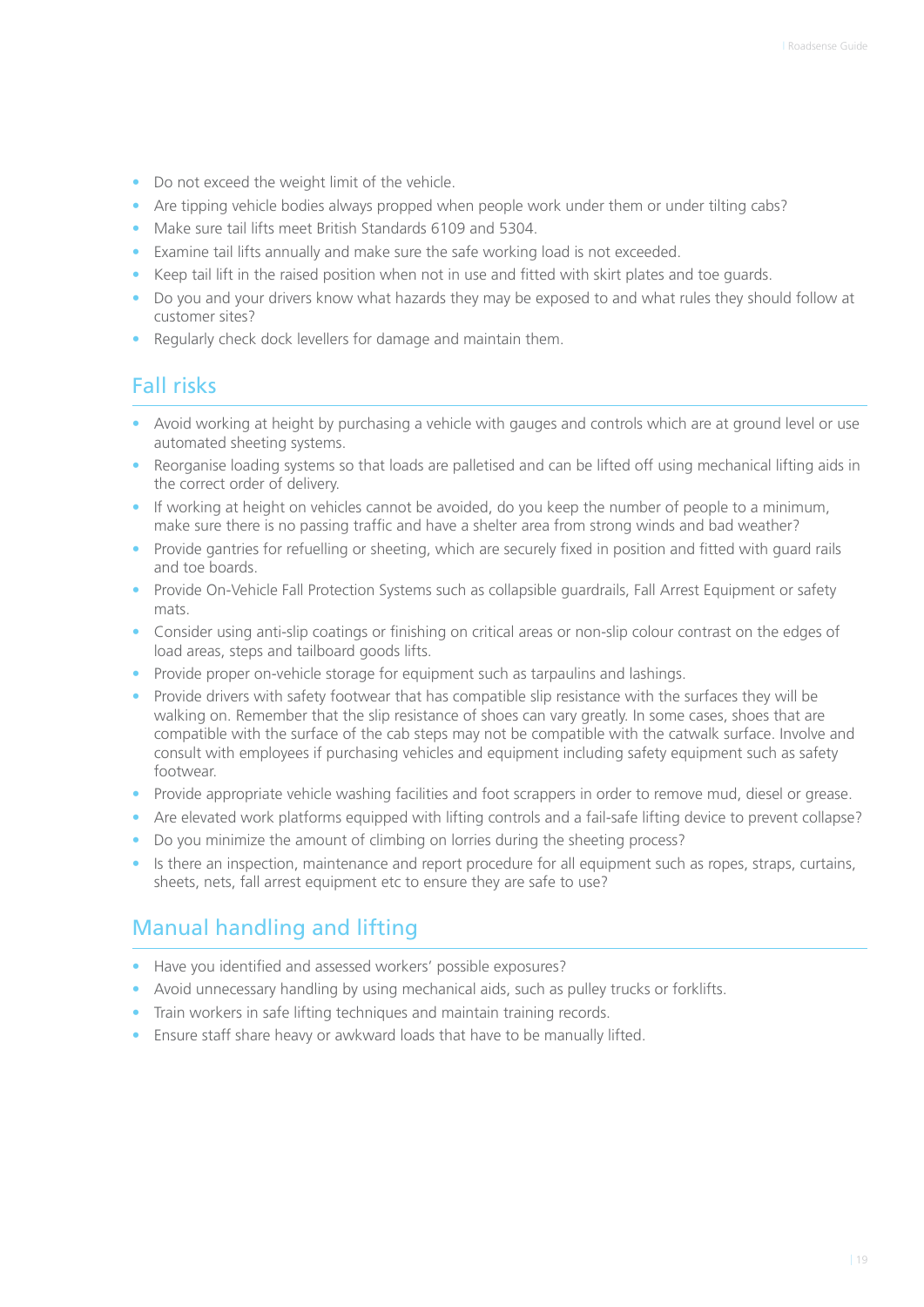- Do not exceed the weight limit of the vehicle.
- Are tipping vehicle bodies always propped when people work under them or under tilting cabs?
- Make sure tail lifts meet British Standards 6109 and 5304.
- Examine tail lifts annually and make sure the safe working load is not exceeded.
- Keep tail lift in the raised position when not in use and fitted with skirt plates and toe guards.
- Do you and your drivers know what hazards they may be exposed to and what rules they should follow at customer sites?
- Regularly check dock levellers for damage and maintain them.

## Fall risks

- Avoid working at height by purchasing a vehicle with gauges and controls which are at ground level or use automated sheeting systems.
- Reorganise loading systems so that loads are palletised and can be lifted off using mechanical lifting aids in the correct order of delivery.
- If working at height on vehicles cannot be avoided, do you keep the number of people to a minimum, make sure there is no passing traffic and have a shelter area from strong winds and bad weather?
- Provide gantries for refuelling or sheeting, which are securely fixed in position and fitted with guard rails and toe boards.
- Provide On-Vehicle Fall Protection Systems such as collapsible guardrails, Fall Arrest Equipment or safety mats.
- Consider using anti-slip coatings or finishing on critical areas or non-slip colour contrast on the edges of load areas, steps and tailboard goods lifts.
- Provide proper on-vehicle storage for equipment such as tarpaulins and lashings.
- Provide drivers with safety footwear that has compatible slip resistance with the surfaces they will be walking on. Remember that the slip resistance of shoes can vary greatly. In some cases, shoes that are compatible with the surface of the cab steps may not be compatible with the catwalk surface. Involve and consult with employees if purchasing vehicles and equipment including safety equipment such as safety footwear.
- Provide appropriate vehicle washing facilities and foot scrappers in order to remove mud, diesel or grease.
- Are elevated work platforms equipped with lifting controls and a fail-safe lifting device to prevent collapse?
- Do you minimize the amount of climbing on lorries during the sheeting process?
- Is there an inspection, maintenance and report procedure for all equipment such as ropes, straps, curtains, sheets, nets, fall arrest equipment etc to ensure they are safe to use?

## Manual handling and lifting

- Have you identified and assessed workers' possible exposures?
- Avoid unnecessary handling by using mechanical aids, such as pulley trucks or forklifts.
- Train workers in safe lifting techniques and maintain training records.
- Ensure staff share heavy or awkward loads that have to be manually lifted.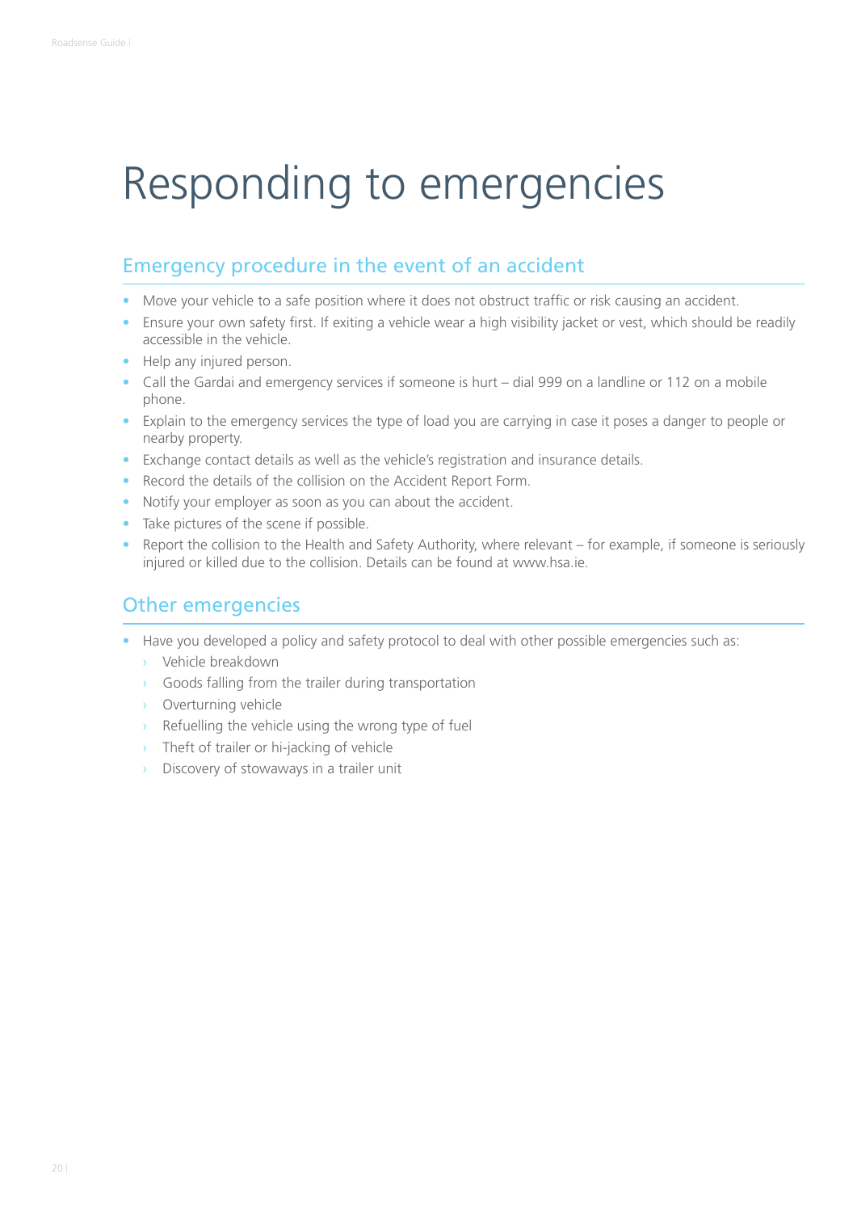# Responding to emergencies

## Emergency procedure in the event of an accident

- Move your vehicle to a safe position where it does not obstruct traffic or risk causing an accident.
- Ensure your own safety first. If exiting a vehicle wear a high visibility jacket or vest, which should be readily accessible in the vehicle.
- Help any injured person.
- Call the Gardai and emergency services if someone is hurt – dial 999 on a landline or 112 on a mobile phone.
- Explain to the emergency services the type of load you are carrying in case it poses a danger to people or nearby property.
- Exchange contact details as well as the vehicle's registration and insurance details.
- Record the details of the collision on the Accident Report Form.
- Notify your employer as soon as you can about the accident.
- Take pictures of the scene if possible.
- Report the collision to the Health and Safety Authority, where relevant – for example, if someone is seriously injured or killed due to the collision. Details can be found at www.hsa.ie.

## Other emergencies

- Have you developed a policy and safety protocol to deal with other possible emergencies such as:
  - Vehicle breakdown
  - Goods falling from the trailer during transportation
  - Overturning vehicle
  - Refuelling the vehicle using the wrong type of fuel
  - Theft of trailer or hi-jacking of vehicle
  - Discovery of stowaways in a trailer unit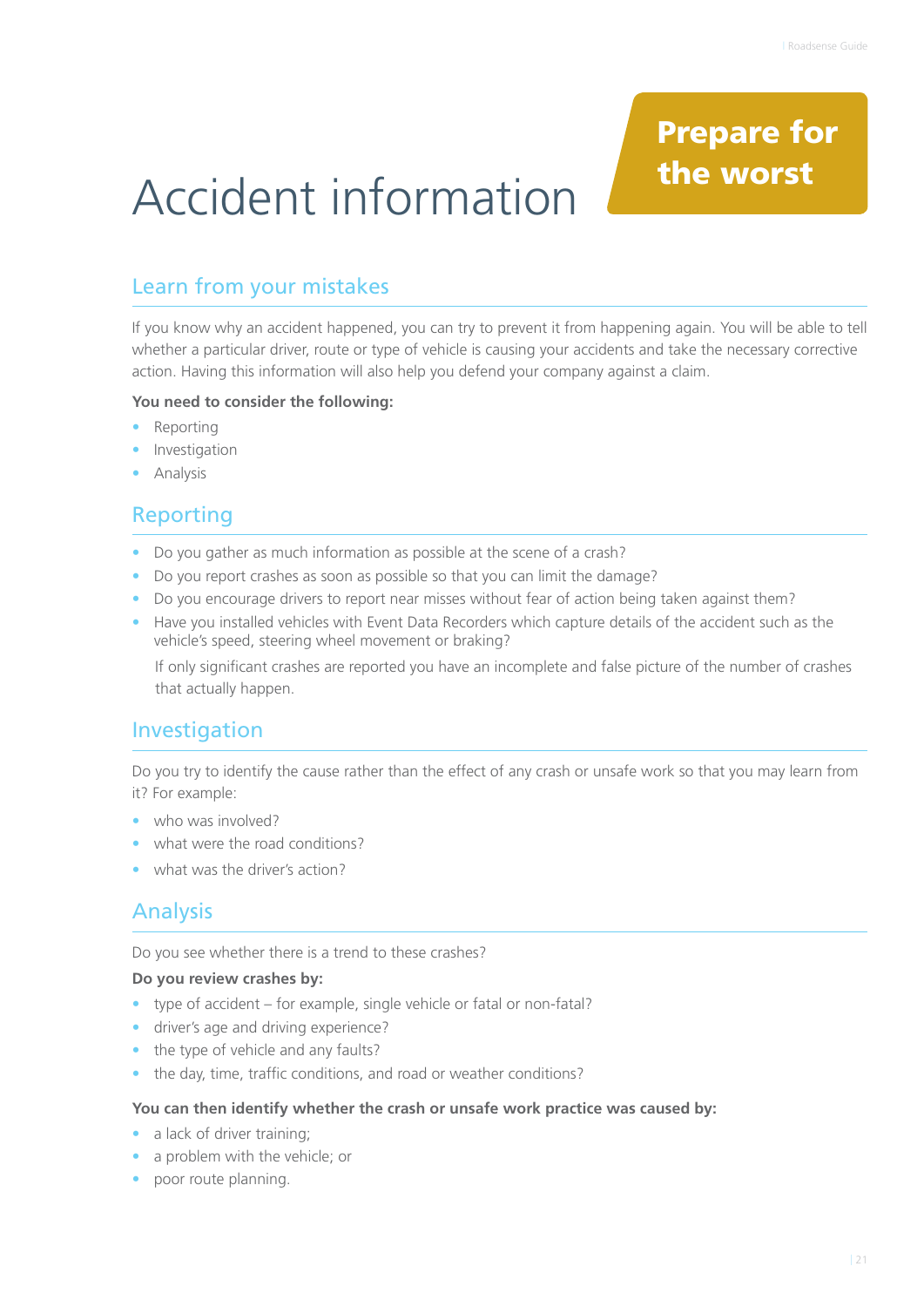# Accident information

**Prepare for the worst**

## Learn from your mistakes

If you know why an accident happened, you can try to prevent it from happening again. You will be able to tell whether a particular driver, route or type of vehicle is causing your accidents and take the necessary corrective action. Having this information will also help you defend your company against a claim.

**You need to consider the following:**

- Reporting
- Investigation
- Analysis

## Reporting

- Do you gather as much information as possible at the scene of a crash?
- Do you report crashes as soon as possible so that you can limit the damage?
- Do you encourage drivers to report near misses without fear of action being taken against them?
- Have you installed vehicles with Event Data Recorders which capture details of the accident such as the vehicle's speed, steering wheel movement or braking?

  If only significant crashes are reported you have an incomplete and false picture of the number of crashes that actually happen.

## Investigation

Do you try to identify the cause rather than the effect of any crash or unsafe work so that you may learn from it? For example:

- who was involved?
- what were the road conditions?
- what was the driver's action?

## Analysis

Do you see whether there is a trend to these crashes?

**Do you review crashes by:**

- type of accident – for example, single vehicle or fatal or non-fatal?
- driver's age and driving experience?
- the type of vehicle and any faults?
- the day, time, traffic conditions, and road or weather conditions?

**You can then identify whether the crash or unsafe work practice was caused by:**

- a lack of driver training;
- a problem with the vehicle; or
- poor route planning.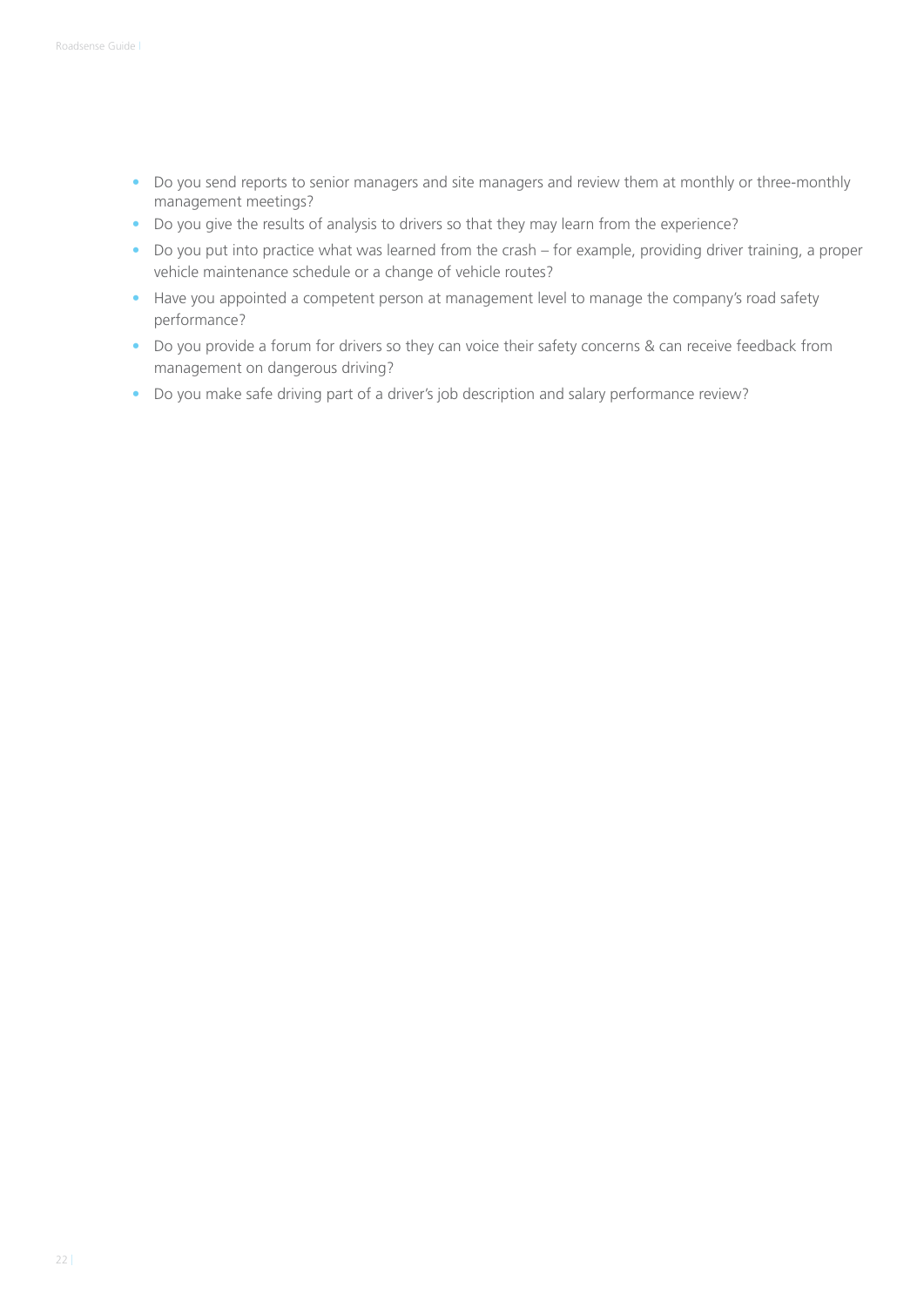- Do you send reports to senior managers and site managers and review them at monthly or three-monthly management meetings?
- Do you give the results of analysis to drivers so that they may learn from the experience?
- Do you put into practice what was learned from the crash – for example, providing driver training, a proper vehicle maintenance schedule or a change of vehicle routes?
- Have you appointed a competent person at management level to manage the company's road safety performance?
- Do you provide a forum for drivers so they can voice their safety concerns & can receive feedback from management on dangerous driving?
- Do you make safe driving part of a driver's job description and salary performance review?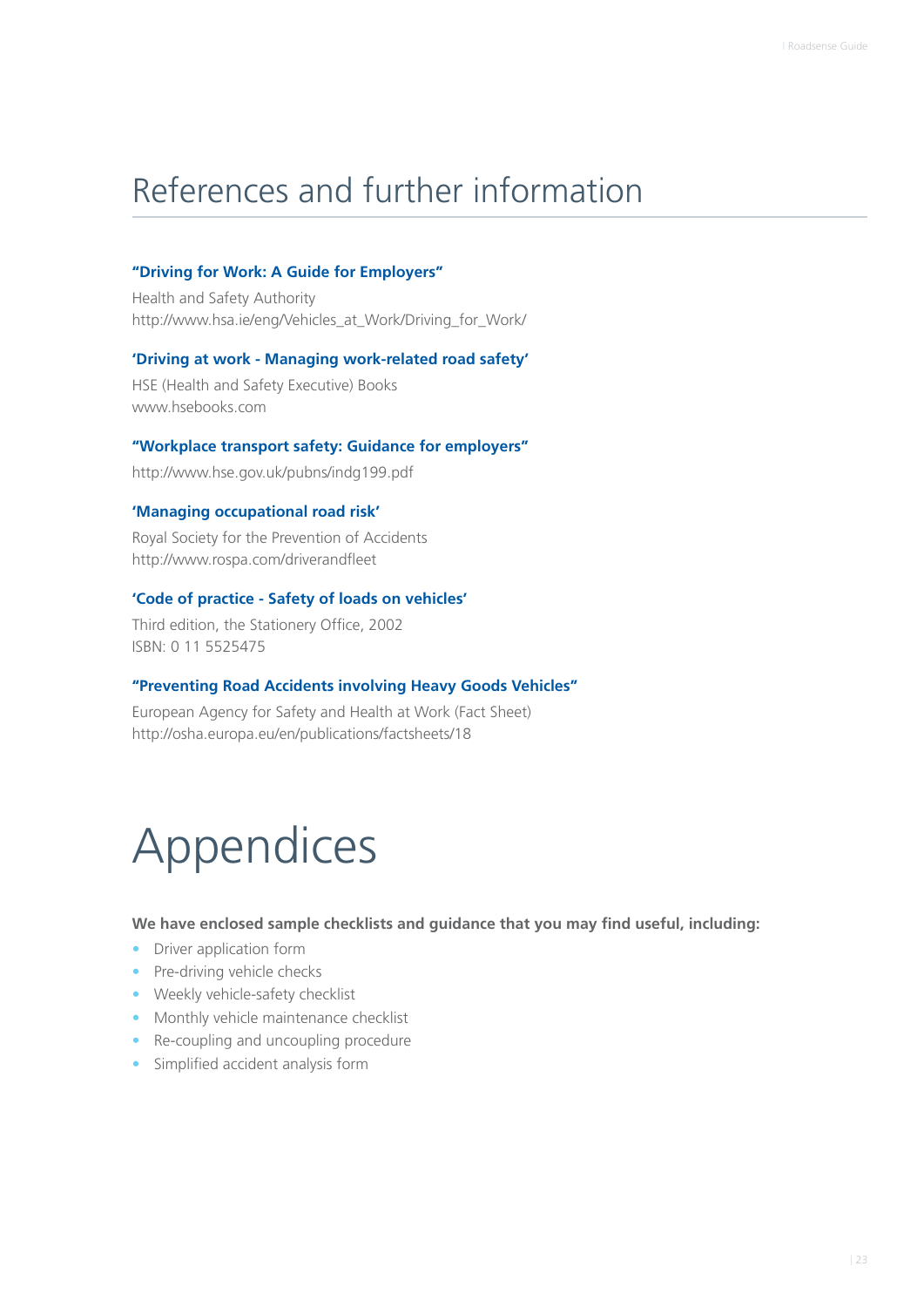# References and further information

**"Driving for Work: A Guide for Employers"**

Health and Safety Authority
http://www.hsa.ie/eng/Vehicles_at_Work/Driving_for_Work/

**'Driving at work - Managing work-related road safety'**

HSE (Health and Safety Executive) Books
www.hsebooks.com

**"Workplace transport safety: Guidance for employers"**

http://www.hse.gov.uk/pubns/indg199.pdf

**'Managing occupational road risk'**

Royal Society for the Prevention of Accidents
http://www.rospa.com/driverandfleet

**'Code of practice - Safety of loads on vehicles'**

Third edition, the Stationery Office, 2002
ISBN: 0 11 5525475

**"Preventing Road Accidents involving Heavy Goods Vehicles"**

European Agency for Safety and Health at Work (Fact Sheet)
http://osha.europa.eu/en/publications/factsheets/18

# Appendices

**We have enclosed sample checklists and guidance that you may find useful, including:**

- Driver application form
- Pre-driving vehicle checks
- Weekly vehicle-safety checklist
- Monthly vehicle maintenance checklist
- Re-coupling and uncoupling procedure
- Simplified accident analysis form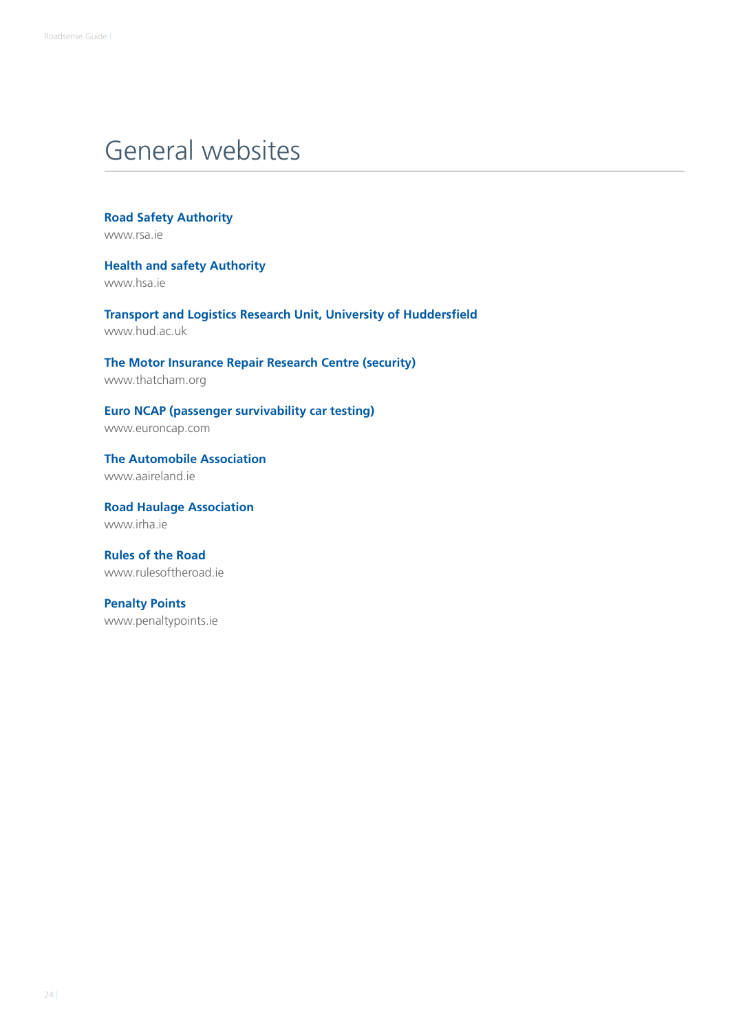# General websites

**Road Safety Authority**
www.rsa.ie

**Health and safety Authority**
www.hsa.ie

**Transport and Logistics Research Unit, University of Huddersfield**
www.hud.ac.uk

**The Motor Insurance Repair Research Centre (security)**
www.thatcham.org

**Euro NCAP (passenger survivability car testing)**
www.euroncap.com

**The Automobile Association**
www.aaireland.ie

**Road Haulage Association**
www.irha.ie

**Rules of the Road**
www.rulesoftheroad.ie

**Penalty Points**
www.penaltypoints.ie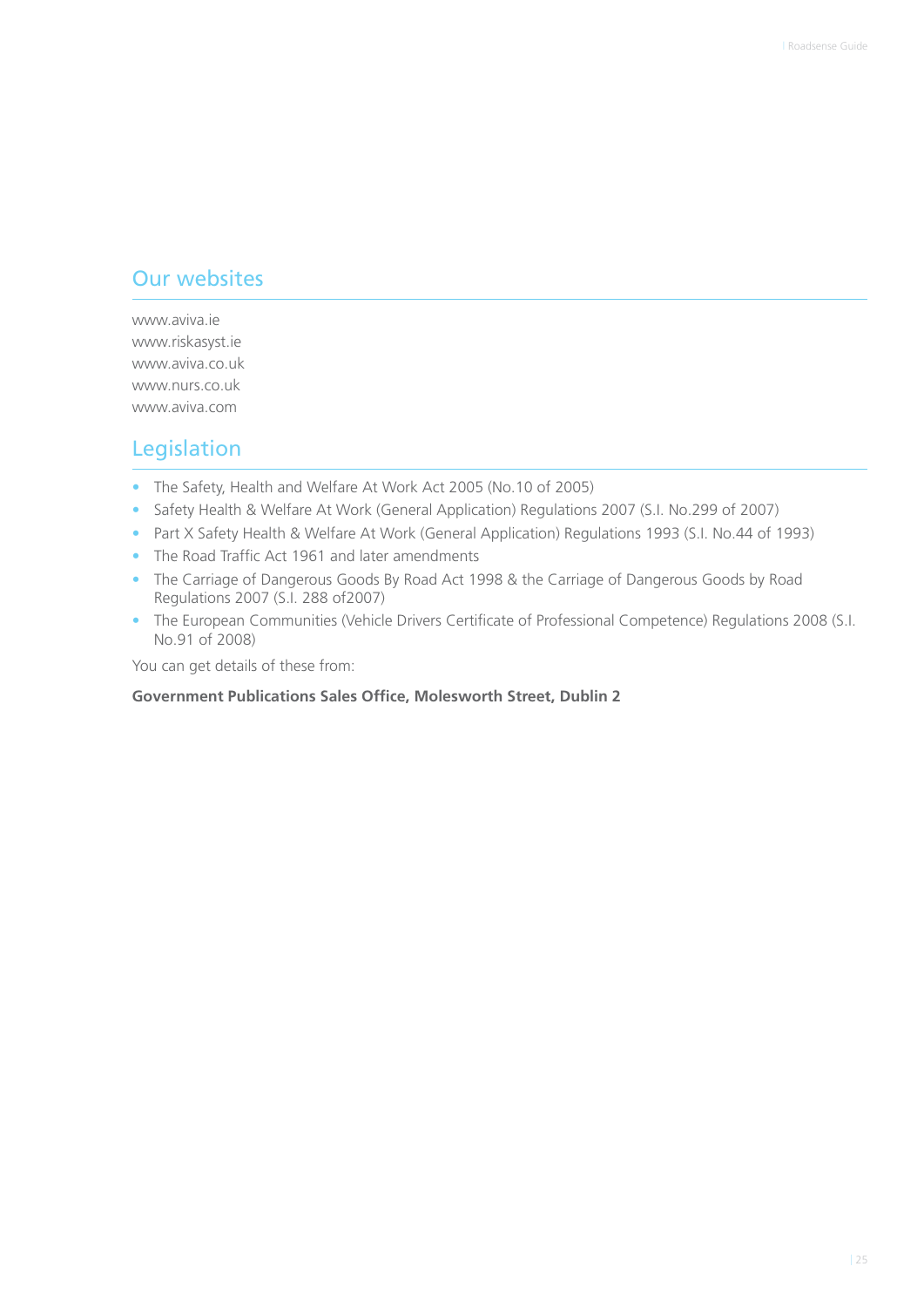## Our websites

www.aviva.ie
www.riskasyst.ie
www.aviva.co.uk
www.nurs.co.uk
www.aviva.com

## Legislation

- The Safety, Health and Welfare At Work Act 2005 (No.10 of 2005)
- Safety Health & Welfare At Work (General Application) Regulations 2007 (S.I. No.299 of 2007)
- Part X Safety Health & Welfare At Work (General Application) Regulations 1993 (S.I. No.44 of 1993)
- The Road Traffic Act 1961 and later amendments
- The Carriage of Dangerous Goods By Road Act 1998 & the Carriage of Dangerous Goods by Road Regulations 2007 (S.I. 288 of2007)
- The European Communities (Vehicle Drivers Certificate of Professional Competence) Regulations 2008 (S.I. No.91 of 2008)

You can get details of these from:

**Government Publications Sales Office, Molesworth Street, Dublin 2**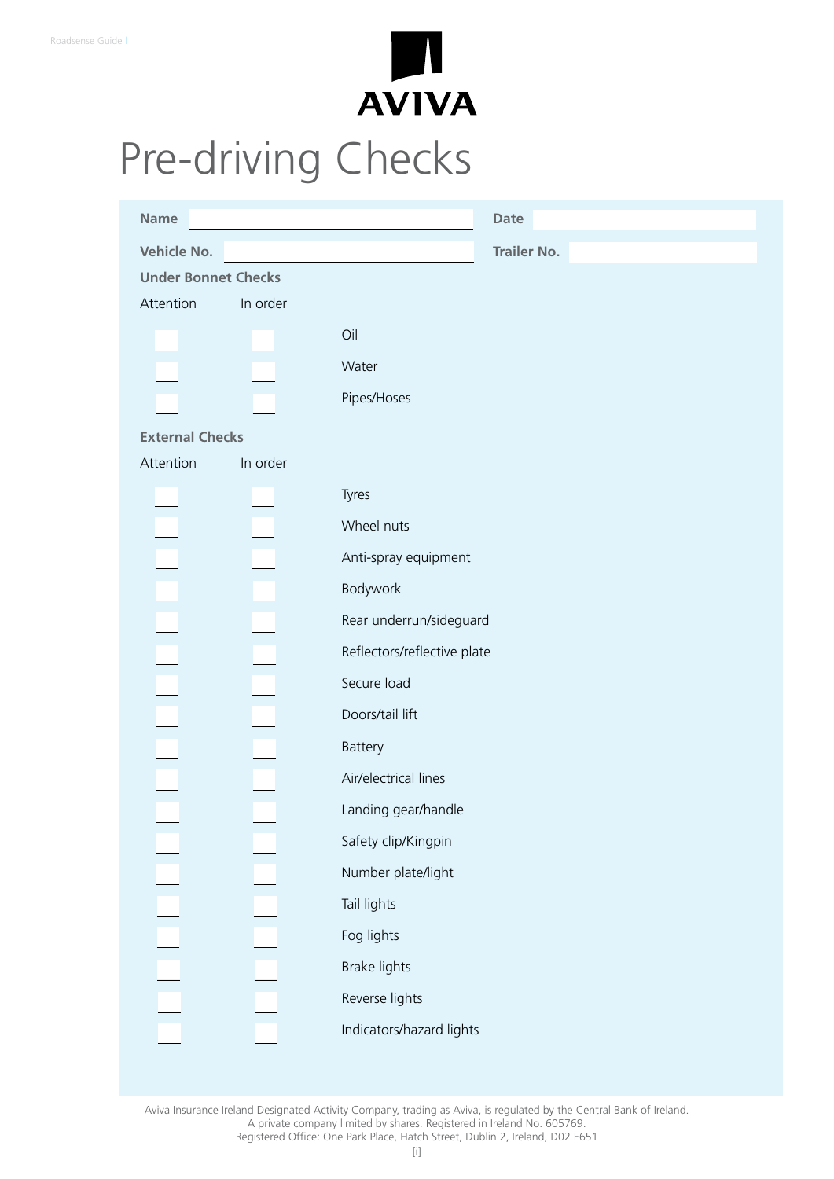# Pre-driving Checks

**Name** ______________________ **Date** ______________________

**Vehicle No.** ______________________ **Trailer No.** ______________________

**Under Bonnet Checks**

| Attention | In order | |
|---|---|---|
| ☐ | ☐ | Oil |
| ☐ | ☐ | Water |
| ☐ | ☐ | Pipes/Hoses |

**External Checks**

| Attention | In order | |
|---|---|---|
| ☐ | ☐ | Tyres |
| ☐ | ☐ | Wheel nuts |
| ☐ | ☐ | Anti-spray equipment |
| ☐ | ☐ | Bodywork |
| ☐ | ☐ | Rear underrun/sideguard |
| ☐ | ☐ | Reflectors/reflective plate |
| ☐ | ☐ | Secure load |
| ☐ | ☐ | Doors/tail lift |
| ☐ | ☐ | Battery |
| ☐ | ☐ | Air/electrical lines |
| ☐ | ☐ | Landing gear/handle |
| ☐ | ☐ | Safety clip/Kingpin |
| ☐ | ☐ | Number plate/light |
| ☐ | ☐ | Tail lights |
| ☐ | ☐ | Fog lights |
| ☐ | ☐ | Brake lights |
| ☐ | ☐ | Reverse lights |
| ☐ | ☐ | Indicators/hazard lights |

Aviva Insurance Ireland Designated Activity Company, trading as Aviva, is regulated by the Central Bank of Ireland.
A private company limited by shares. Registered in Ireland No. 605769.
Registered Office: One Park Place, Hatch Street, Dublin 2, Ireland, D02 E651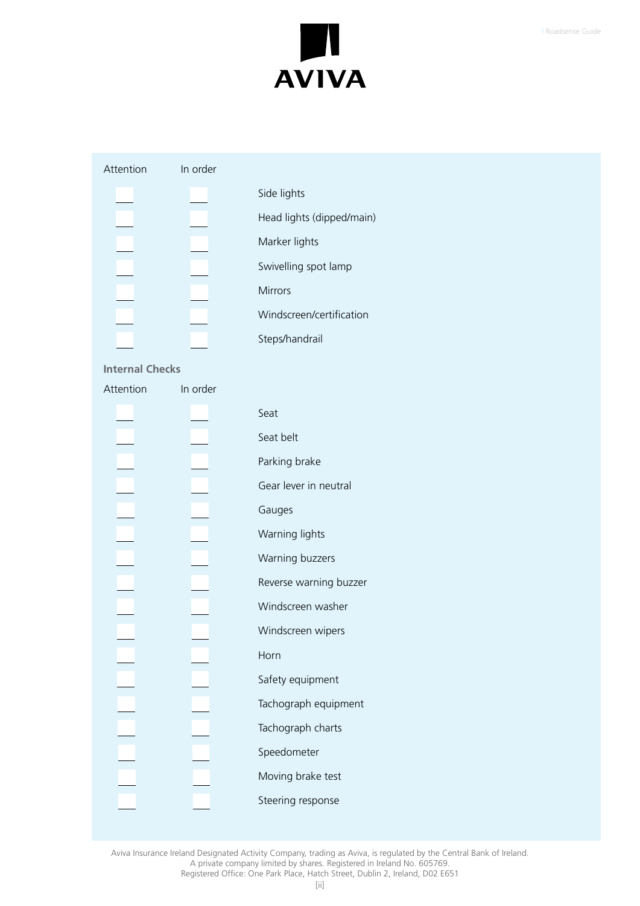| Attention | In order | |
|---|---|---|
| | | Side lights |
| | | Head lights (dipped/main) |
| | | Marker lights |
| | | Swivelling spot lamp |
| | | Mirrors |
| | | Windscreen/certification |
| | | Steps/handrail |

**Internal Checks**

| Attention | In order | |
|---|---|---|
| | | Seat |
| | | Seat belt |
| | | Parking brake |
| | | Gear lever in neutral |
| | | Gauges |
| | | Warning lights |
| | | Warning buzzers |
| | | Reverse warning buzzer |
| | | Windscreen washer |
| | | Windscreen wipers |
| | | Horn |
| | | Safety equipment |
| | | Tachograph equipment |
| | | Tachograph charts |
| | | Speedometer |
| | | Moving brake test |
| | | Steering response |

Aviva Insurance Ireland Designated Activity Company, trading as Aviva, is regulated by the Central Bank of Ireland.
A private company limited by shares. Registered in Ireland No. 605769.
Registered Office: One Park Place, Hatch Street, Dublin 2, Ireland, D02 E651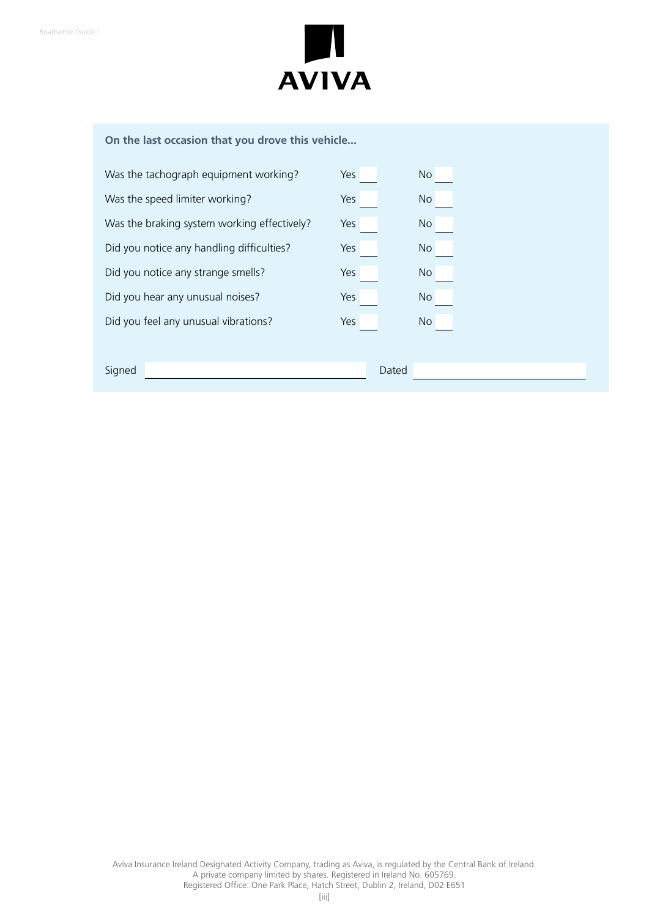**On the last occasion that you drove this vehicle...**

| | Yes | No |
|---|---|---|
| Was the tachograph equipment working? | | |
| Was the speed limiter working? | | |
| Was the braking system working effectively? | | |
| Did you notice any handling difficulties? | | |
| Did you notice any strange smells? | | |
| Did you hear any unusual noises? | | |
| Did you feel any unusual vibrations? | | |

Signed ______________________ Dated ______________________

Aviva Insurance Ireland Designated Activity Company, trading as Aviva, is regulated by the Central Bank of Ireland.
A private company limited by shares. Registered in Ireland No. 605769.
Registered Office: One Park Place, Hatch Street, Dublin 2, Ireland, D02 E651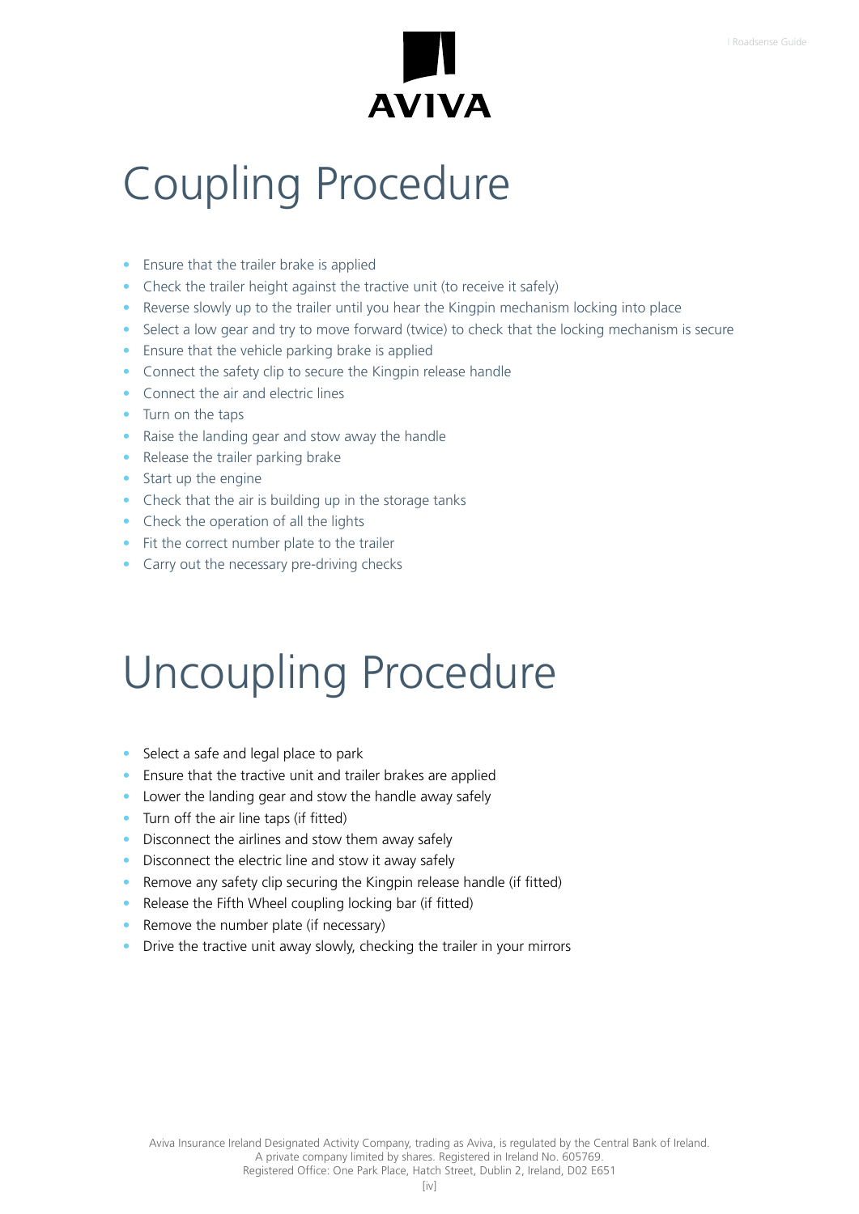# Coupling Procedure

- Ensure that the trailer brake is applied
- Check the trailer height against the tractive unit (to receive it safely)
- Reverse slowly up to the trailer until you hear the Kingpin mechanism locking into place
- Select a low gear and try to move forward (twice) to check that the locking mechanism is secure
- Ensure that the vehicle parking brake is applied
- Connect the safety clip to secure the Kingpin release handle
- Connect the air and electric lines
- Turn on the taps
- Raise the landing gear and stow away the handle
- Release the trailer parking brake
- Start up the engine
- Check that the air is building up in the storage tanks
- Check the operation of all the lights
- Fit the correct number plate to the trailer
- Carry out the necessary pre-driving checks

# Uncoupling Procedure

- Select a safe and legal place to park
- Ensure that the tractive unit and trailer brakes are applied
- Lower the landing gear and stow the handle away safely
- Turn off the air line taps (if fitted)
- Disconnect the airlines and stow them away safely
- Disconnect the electric line and stow it away safely
- Remove any safety clip securing the Kingpin release handle (if fitted)
- Release the Fifth Wheel coupling locking bar (if fitted)
- Remove the number plate (if necessary)
- Drive the tractive unit away slowly, checking the trailer in your mirrors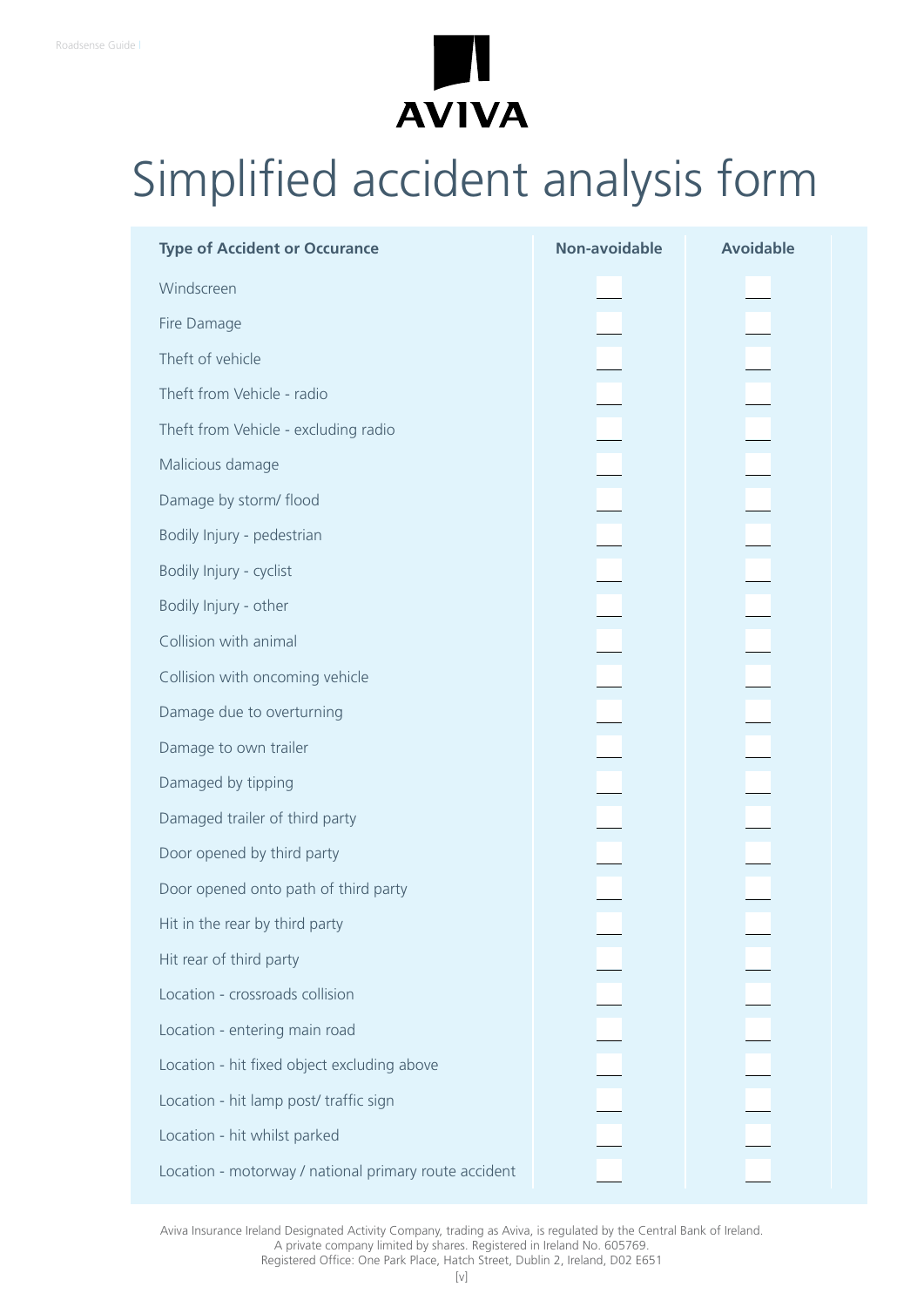# Simplified accident analysis form

| Type of Accident or Occurance | Non-avoidable | Avoidable |
|---|---|---|
| Windscreen | | |
| Fire Damage | | |
| Theft of vehicle | | |
| Theft from Vehicle - radio | | |
| Theft from Vehicle - excluding radio | | |
| Malicious damage | | |
| Damage by storm/ flood | | |
| Bodily Injury - pedestrian | | |
| Bodily Injury - cyclist | | |
| Bodily Injury - other | | |
| Collision with animal | | |
| Collision with oncoming vehicle | | |
| Damage due to overturning | | |
| Damage to own trailer | | |
| Damaged by tipping | | |
| Damaged trailer of third party | | |
| Door opened by third party | | |
| Door opened onto path of third party | | |
| Hit in the rear by third party | | |
| Hit rear of third party | | |
| Location - crossroads collision | | |
| Location - entering main road | | |
| Location - hit fixed object excluding above | | |
| Location - hit lamp post/ traffic sign | | |
| Location - hit whilst parked | | |
| Location - motorway / national primary route accident | | |

Aviva Insurance Ireland Designated Activity Company, trading as Aviva, is regulated by the Central Bank of Ireland.
A private company limited by shares. Registered in Ireland No. 605769.
Registered Office: One Park Place, Hatch Street, Dublin 2, Ireland, D02 E651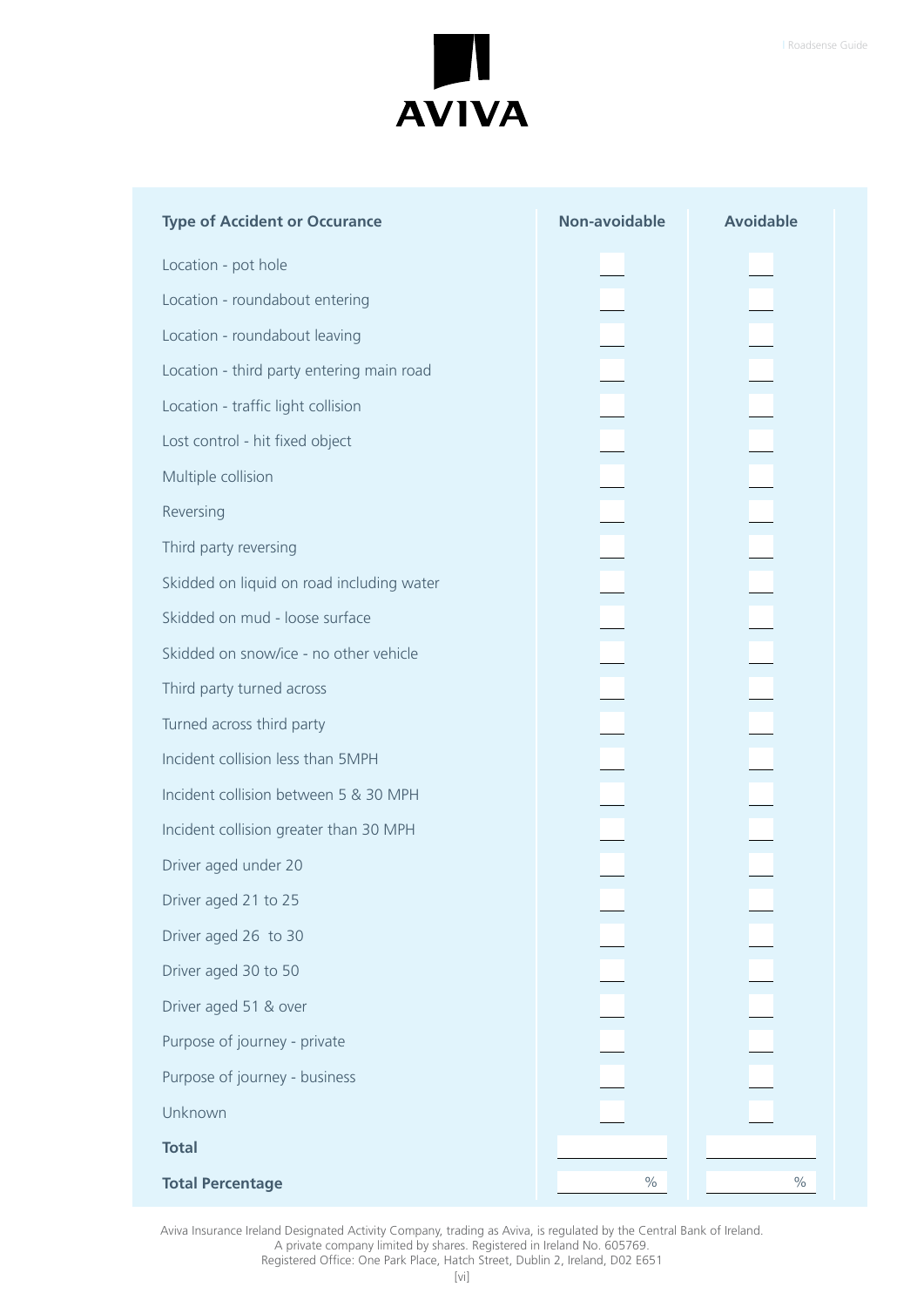| Type of Accident or Occurance | Non-avoidable | Avoidable |
|---|---|---|
| Location - pot hole | | |
| Location - roundabout entering | | |
| Location - roundabout leaving | | |
| Location - third party entering main road | | |
| Location - traffic light collision | | |
| Lost control - hit fixed object | | |
| Multiple collision | | |
| Reversing | | |
| Third party reversing | | |
| Skidded on liquid on road including water | | |
| Skidded on mud - loose surface | | |
| Skidded on snow/ice - no other vehicle | | |
| Third party turned across | | |
| Turned across third party | | |
| Incident collision less than 5MPH | | |
| Incident collision between 5 & 30 MPH | | |
| Incident collision greater than 30 MPH | | |
| Driver aged under 20 | | |
| Driver aged 21 to 25 | | |
| Driver aged 26 to 30 | | |
| Driver aged 30 to 50 | | |
| Driver aged 51 & over | | |
| Purpose of journey - private | | |
| Purpose of journey - business | | |
| Unknown | | |
| **Total** | | |
| **Total Percentage** | % | % |

Aviva Insurance Ireland Designated Activity Company, trading as Aviva, is regulated by the Central Bank of Ireland.
A private company limited by shares. Registered in Ireland No. 605769.
Registered Office: One Park Place, Hatch Street, Dublin 2, Ireland, D02 E651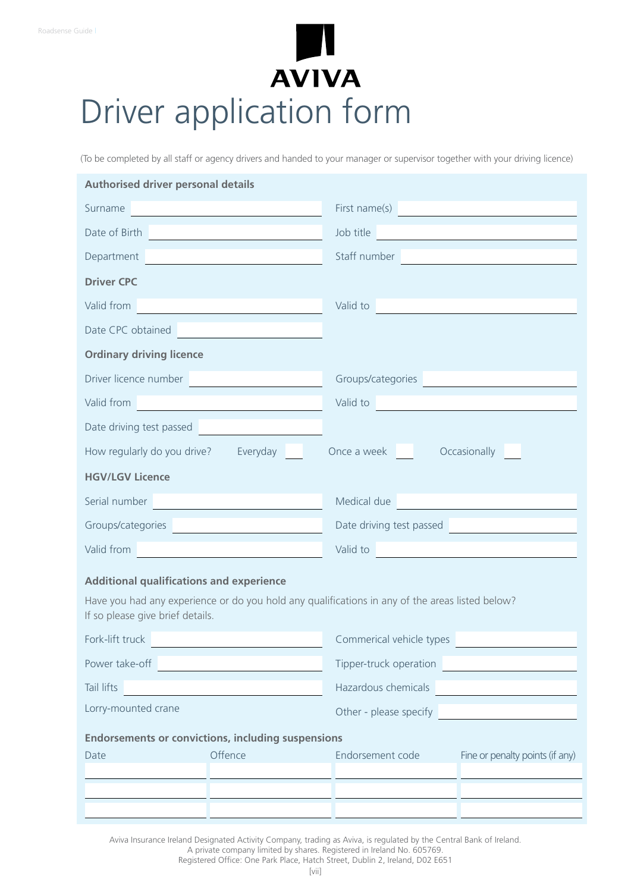AVIVA

# Driver application form

(To be completed by all staff or agency drivers and handed to your manager or supervisor together with your driving licence)

## Authorised driver personal details

Surname ______________________ First name(s) ______________________

Date of Birth ______________________ Job title ______________________

Department ______________________ Staff number ______________________

### Driver CPC

Valid from ______________________ Valid to ______________________

Date CPC obtained ______________________

### Ordinary driving licence

Driver licence number ______________________ Groups/categories ______________________

Valid from ______________________ Valid to ______________________

Date driving test passed ______________________

How regularly do you drive? Everyday ☐ Once a week ☐ Occasionally ☐

### HGV/LGV Licence

Serial number ______________________ Medical due ______________________

Groups/categories ______________________ Date driving test passed ______________________

Valid from ______________________ Valid to ______________________

### Additional qualifications and experience

Have you had any experience or do you hold any qualifications in any of the areas listed below?
If so please give brief details.

Fork-lift truck ______________________ Commerical vehicle types ______________________

Power take-off ______________________ Tipper-truck operation ______________________

Tail lifts ______________________ Hazardous chemicals ______________________

Lorry-mounted crane Other - please specify ______________________

### Endorsements or convictions, including suspensions

| Date | Offence | Endorsement code | Fine or penalty points (if any) |
|---|---|---|---|
| | | | |
| | | | |
| | | | |

Aviva Insurance Ireland Designated Activity Company, trading as Aviva, is regulated by the Central Bank of Ireland.
A private company limited by shares. Registered in Ireland No. 605769.
Registered Office: One Park Place, Hatch Street, Dublin 2, Ireland, D02 E651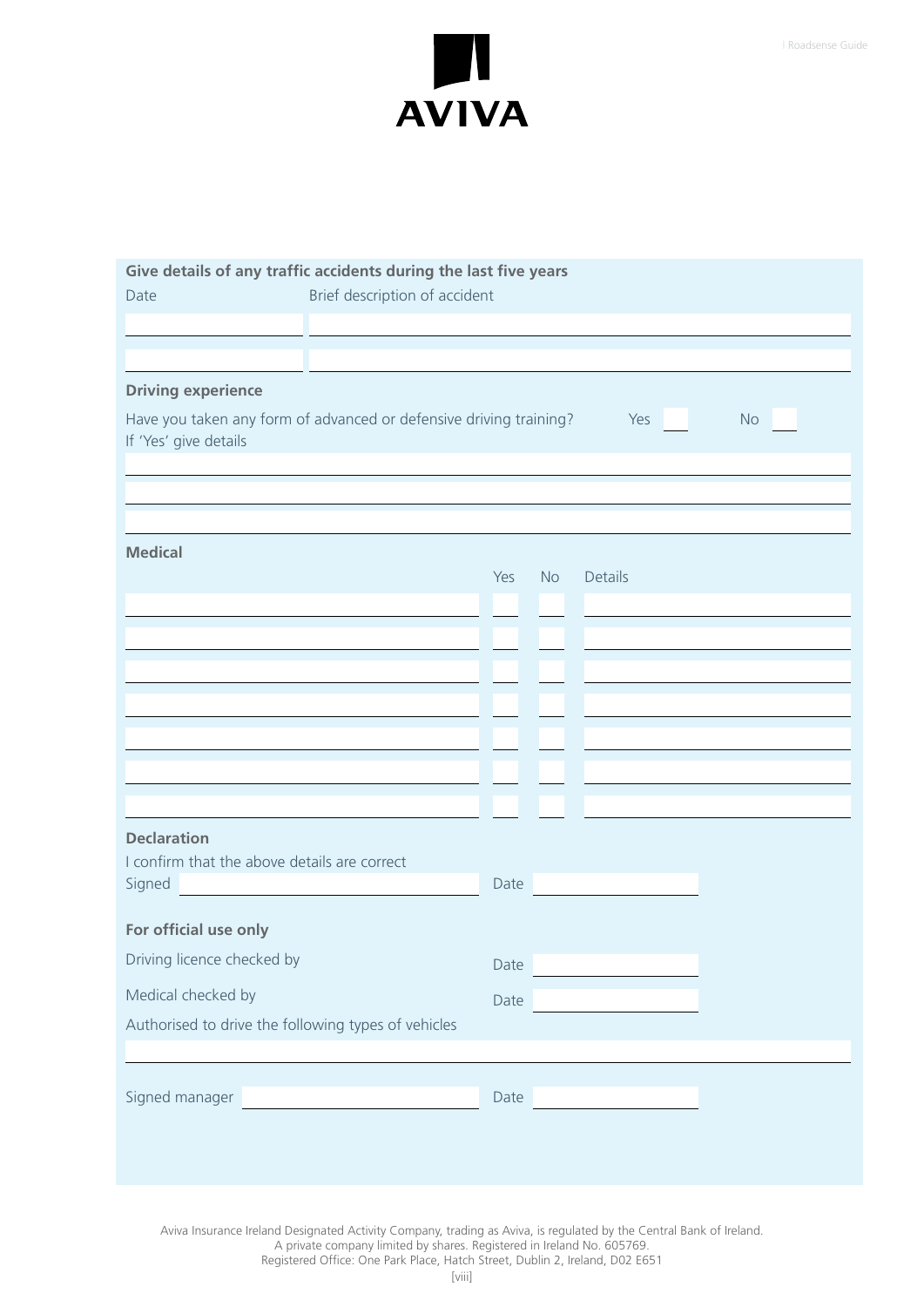AVIVA

**Give details of any traffic accidents during the last five years**

| Date | Brief description of accident |
| --- | --- |
| | |
| | |

**Driving experience**

Have you taken any form of advanced or defensive driving training? Yes ☐ No ☐

If 'Yes' give details

______________________________

______________________________

______________________________

**Medical**

| | Yes | No | Details |
| --- | --- | --- | --- |
| | | | |
| | | | |
| | | | |
| | | | |
| | | | |
| | | | |
| | | | |

**Declaration**

I confirm that the above details are correct

Signed ______________________ Date ______________

**For official use only**

Driving licence checked by Date ______________

Medical checked by Date ______________

Authorised to drive the following types of vehicles

______________________________

Signed manager ______________________ Date ______________

Aviva Insurance Ireland Designated Activity Company, trading as Aviva, is regulated by the Central Bank of Ireland.
A private company limited by shares. Registered in Ireland No. 605769.
Registered Office: One Park Place, Hatch Street, Dublin 2, Ireland, D02 E651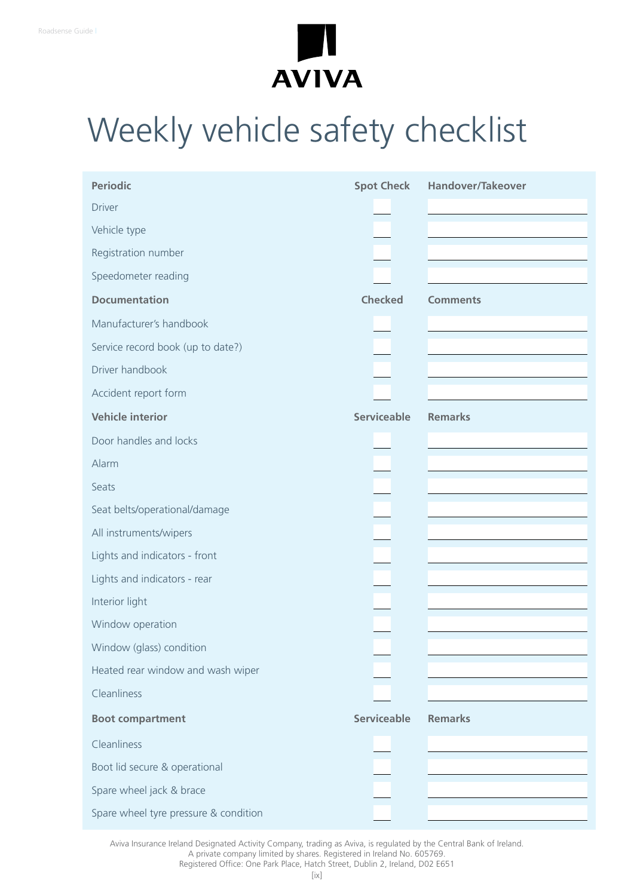# Weekly vehicle safety checklist

| Periodic | Spot Check | Handover/Takeover |
|---|---|---|
| Driver | | |
| Vehicle type | | |
| Registration number | | |
| Speedometer reading | | |
| **Documentation** | **Checked** | **Comments** |
| Manufacturer's handbook | | |
| Service record book (up to date?) | | |
| Driver handbook | | |
| Accident report form | | |
| **Vehicle interior** | **Serviceable** | **Remarks** |
| Door handles and locks | | |
| Alarm | | |
| Seats | | |
| Seat belts/operational/damage | | |
| All instruments/wipers | | |
| Lights and indicators - front | | |
| Lights and indicators - rear | | |
| Interior light | | |
| Window operation | | |
| Window (glass) condition | | |
| Heated rear window and wash wiper | | |
| Cleanliness | | |
| **Boot compartment** | **Serviceable** | **Remarks** |
| Cleanliness | | |
| Boot lid secure & operational | | |
| Spare wheel jack & brace | | |
| Spare wheel tyre pressure & condition | | |

Aviva Insurance Ireland Designated Activity Company, trading as Aviva, is regulated by the Central Bank of Ireland.
A private company limited by shares. Registered in Ireland No. 605769.
Registered Office: One Park Place, Hatch Street, Dublin 2, Ireland, D02 E651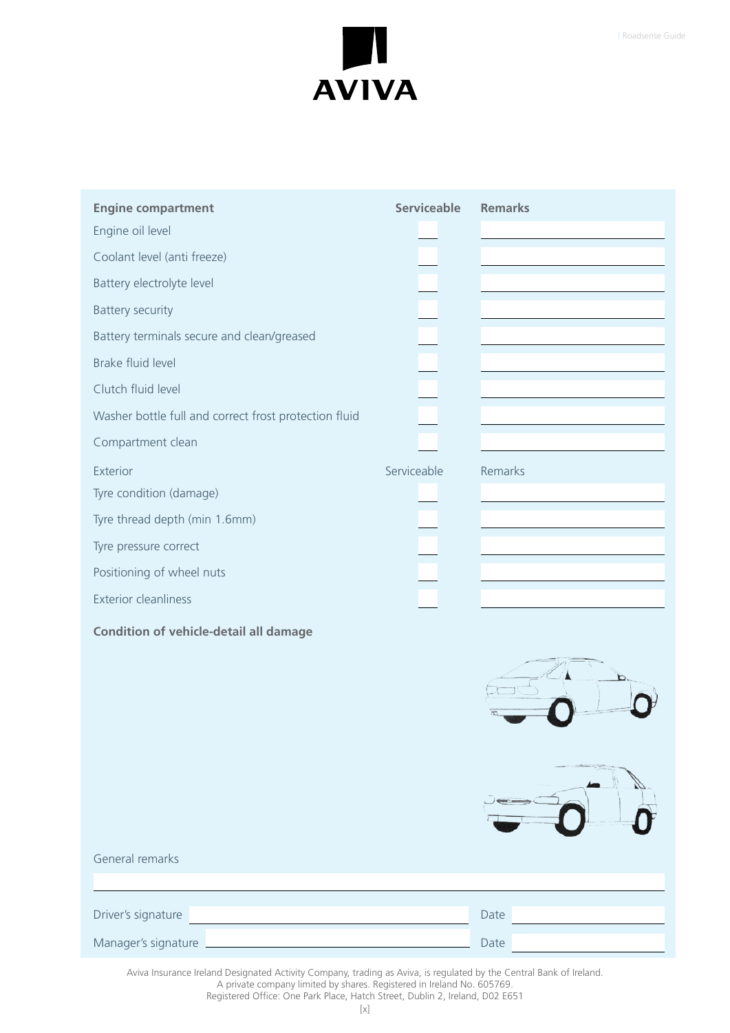| Engine compartment | Serviceable | Remarks |
| --- | --- | --- |
| Engine oil level | | |
| Coolant level (anti freeze) | | |
| Battery electrolyte level | | |
| Battery security | | |
| Battery terminals secure and clean/greased | | |
| Brake fluid level | | |
| Clutch fluid level | | |
| Washer bottle full and correct frost protection fluid | | |
| Compartment clean | | |

| Exterior | Serviceable | Remarks |
| --- | --- | --- |
| Tyre condition (damage) | | |
| Tyre thread depth (min 1.6mm) | | |
| Tyre pressure correct | | |
| Positioning of wheel nuts | | |
| Exterior cleanliness | | |

**Condition of vehicle-detail all damage**

General remarks ____________________

Driver's signature ____________________ Date ____________

Manager's signature ____________________ Date ____________

Aviva Insurance Ireland Designated Activity Company, trading as Aviva, is regulated by the Central Bank of Ireland.
A private company limited by shares. Registered in Ireland No. 605769.
Registered Office: One Park Place, Hatch Street, Dublin 2, Ireland, D02 E651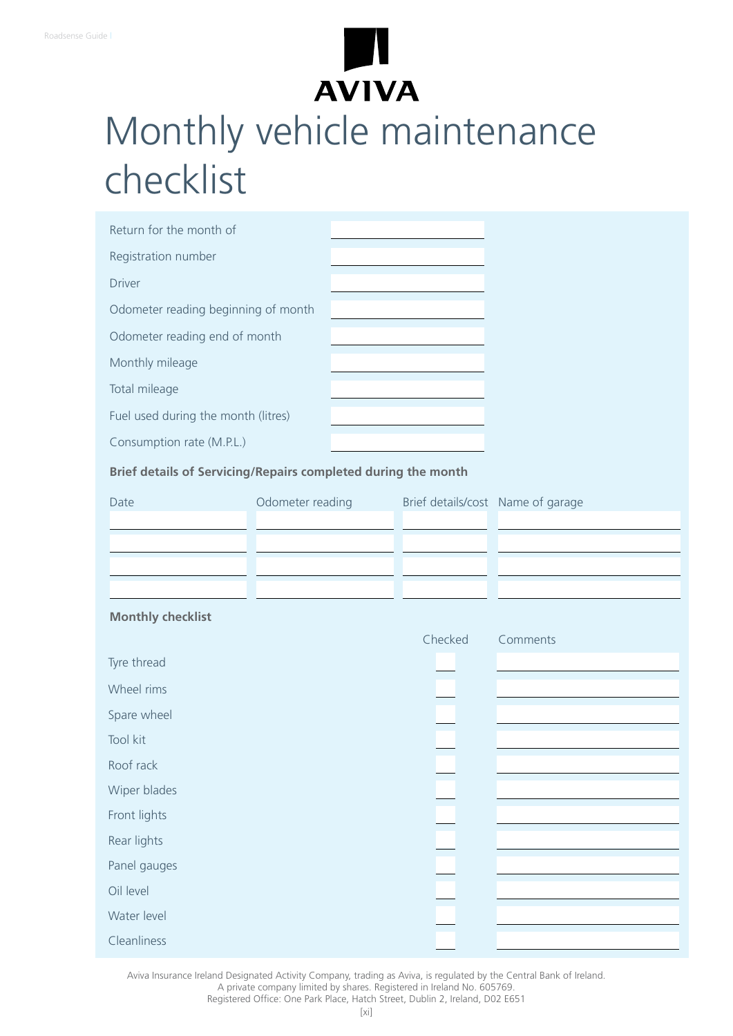AVIVA

# Monthly vehicle maintenance checklist

| | |
|---|---|
| Return for the month of | |
| Registration number | |
| Driver | |
| Odometer reading beginning of month | |
| Odometer reading end of month | |
| Monthly mileage | |
| Total mileage | |
| Fuel used during the month (litres) | |
| Consumption rate (M.P.L.) | |

**Brief details of Servicing/Repairs completed during the month**

| Date | Odometer reading | Brief details/cost | Name of garage |
|---|---|---|---|
| | | | |
| | | | |
| | | | |
| | | | |

**Monthly checklist**

| | Checked | Comments |
|---|---|---|
| Tyre thread | | |
| Wheel rims | | |
| Spare wheel | | |
| Tool kit | | |
| Roof rack | | |
| Wiper blades | | |
| Front lights | | |
| Rear lights | | |
| Panel gauges | | |
| Oil level | | |
| Water level | | |
| Cleanliness | | |

Aviva Insurance Ireland Designated Activity Company, trading as Aviva, is regulated by the Central Bank of Ireland.
A private company limited by shares. Registered in Ireland No. 605769.
Registered Office: One Park Place, Hatch Street, Dublin 2, Ireland, D02 E651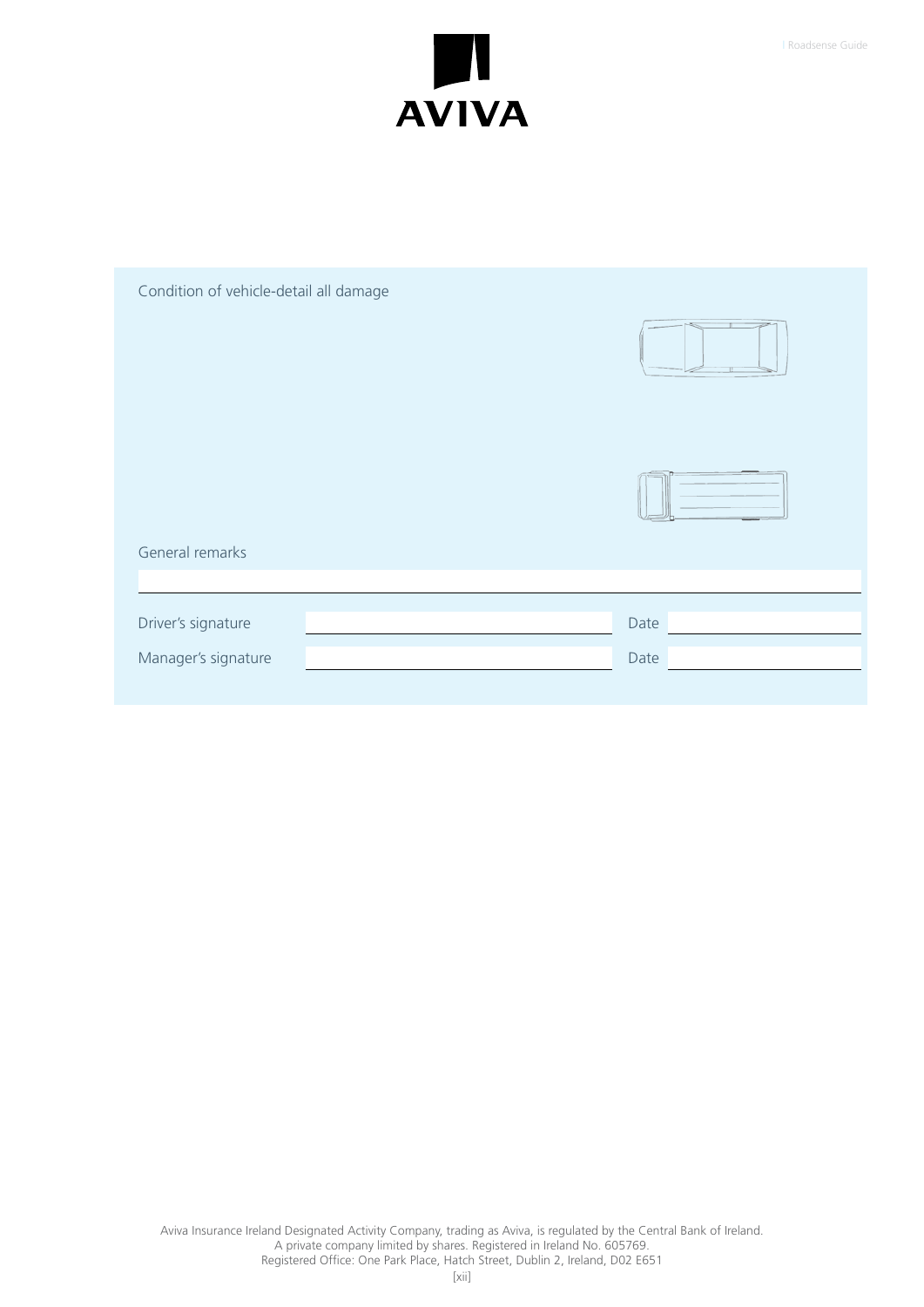AVIVA

Condition of vehicle-detail all damage

General remarks

Driver's signature \_\_\_\_\_\_\_\_\_\_\_\_\_\_\_\_ Date \_\_\_\_\_\_\_\_\_\_

Manager's signature \_\_\_\_\_\_\_\_\_\_\_\_\_\_\_\_ Date \_\_\_\_\_\_\_\_\_\_

Aviva Insurance Ireland Designated Activity Company, trading as Aviva, is regulated by the Central Bank of Ireland.
A private company limited by shares. Registered in Ireland No. 605769.
Registered Office: One Park Place, Hatch Street, Dublin 2, Ireland, D02 E651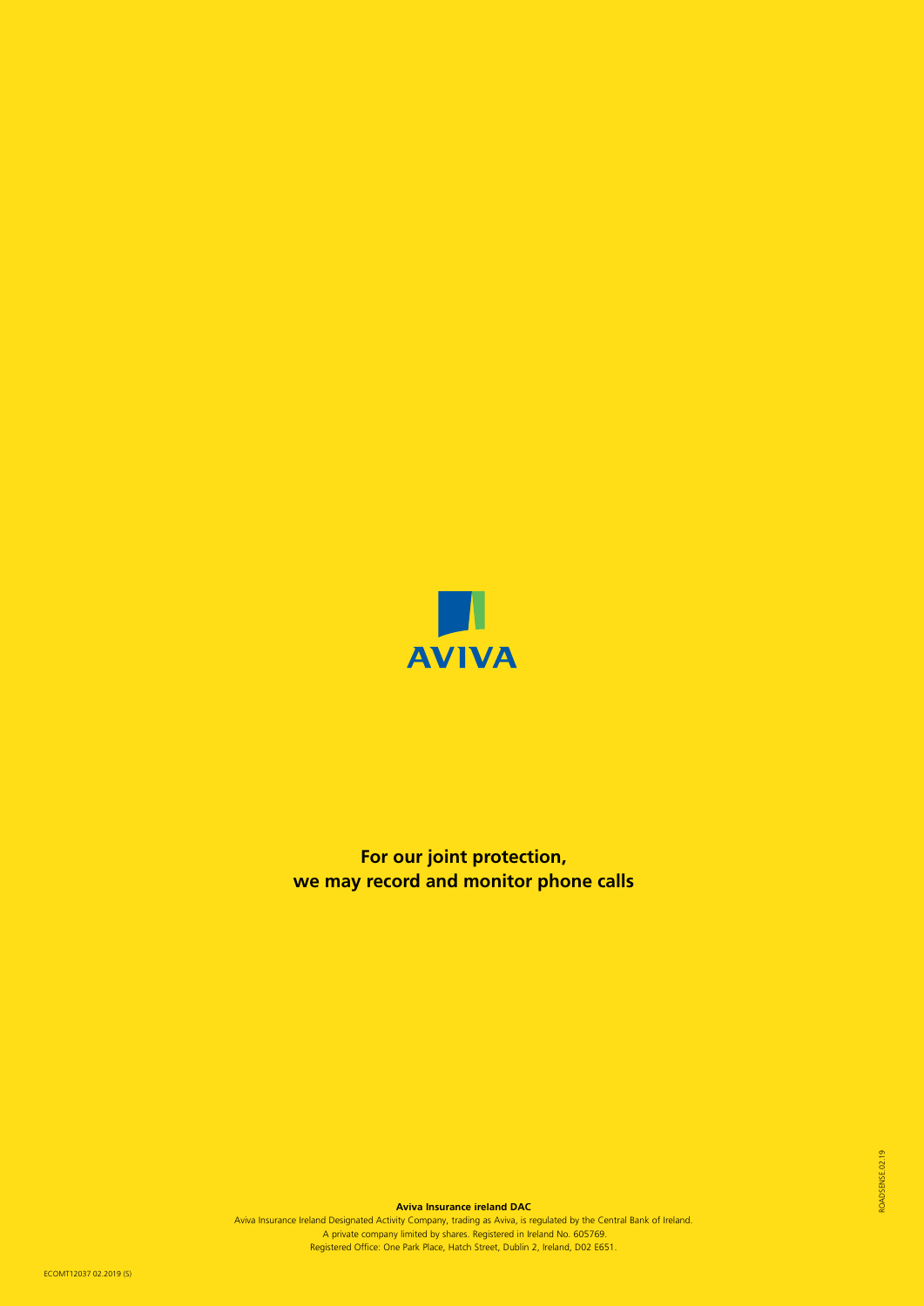AVIVA

**For our joint protection,
we may record and monitor phone calls**

**Aviva Insurance ireland DAC**

Aviva Insurance Ireland Designated Activity Company, trading as Aviva, is regulated by the Central Bank of Ireland.
A private company limited by shares. Registered in Ireland No. 605769.
Registered Office: One Park Place, Hatch Street, Dublin 2, Ireland, D02 E651.

ROADSENSE.02.19

ECOMT12037 02.2019 (S)